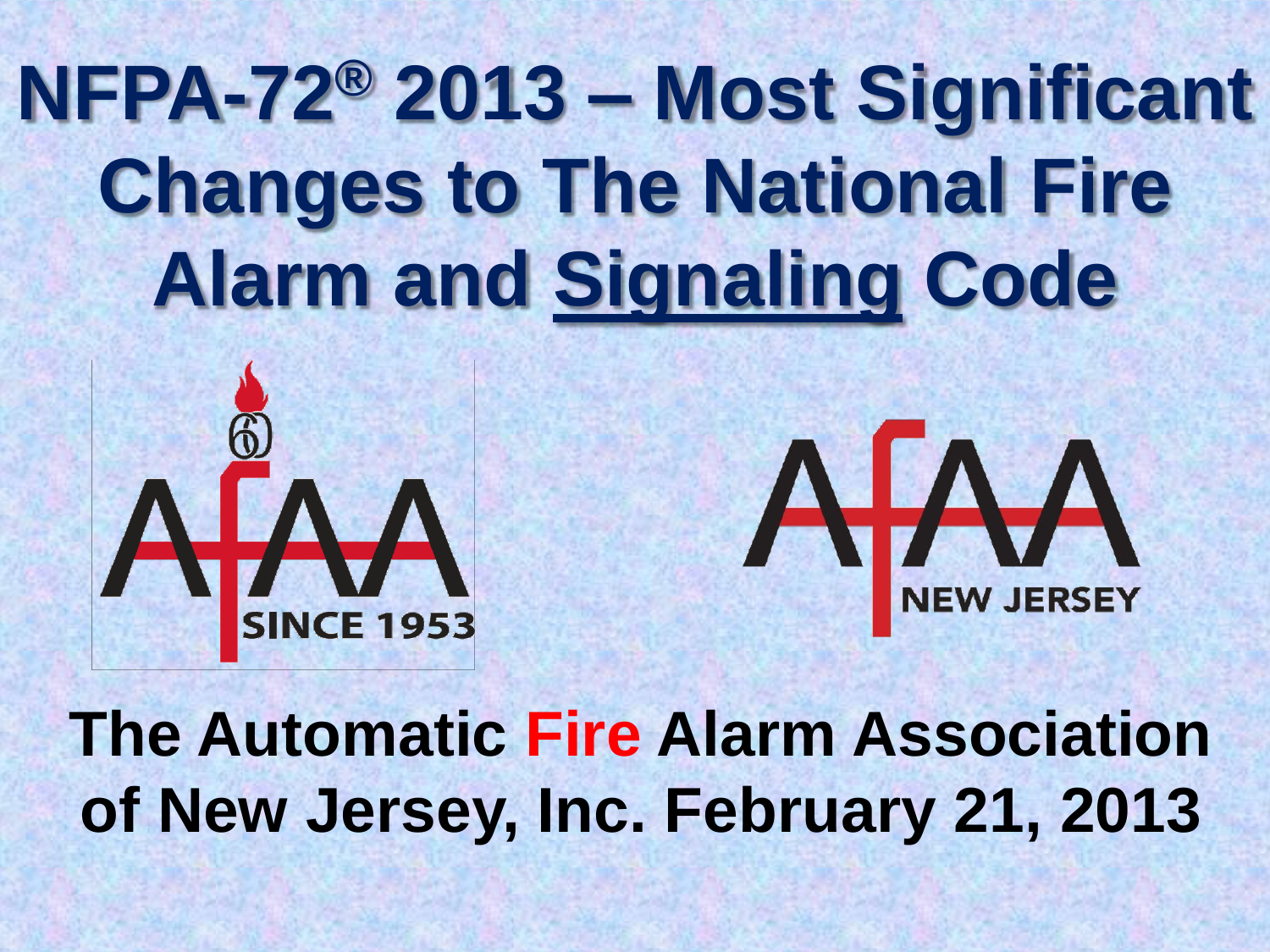# NFPA-72® 2013 – Most Significant Changes to The National Fire Alarm and Signaling Code

The Automatic Fire Alarm Association of New Jersey, Inc. February 21, 2013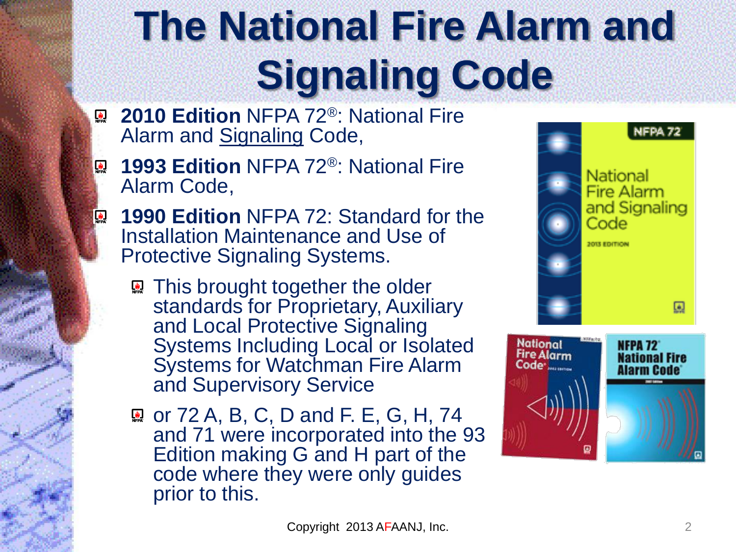# The National Fire Alarm and Signaling Code

- **2010 Edition** NFPA 72®: National Fire Alarm and Signaling Code,
- **1993 Edition** NFPA 72®: National Fire Alarm Code,
- **1990 Edition** NFPA 72: Standard for the Installation Maintenance and Use of Protective Signaling Systems.
  - This brought together the older standards for Proprietary, Auxiliary and Local Protective Signaling Systems Including Local or Isolated Systems for Watchman Fire Alarm and Supervisory Service
  - or 72 A, B, C, D and F. E, G, H, 74 and 71 were incorporated into the 93 Edition making G and H part of the code where they were only guides prior to this.

Copyright 2013 AFAANJ, Inc.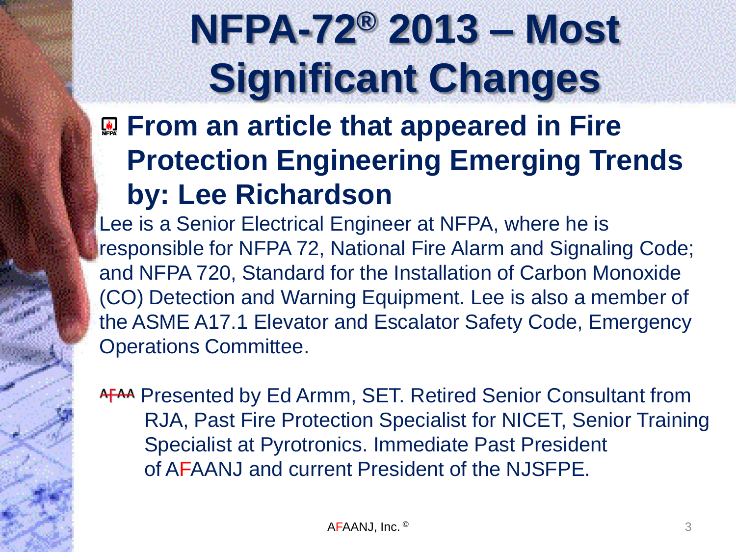# NFPA-72® 2013 – Most Significant Changes

- **From an article that appeared in Fire Protection Engineering Emerging Trends by: Lee Richardson**

Lee is a Senior Electrical Engineer at NFPA, where he is responsible for NFPA 72, National Fire Alarm and Signaling Code; and NFPA 720, Standard for the Installation of Carbon Monoxide (CO) Detection and Warning Equipment. Lee is also a member of the ASME A17.1 Elevator and Escalator Safety Code, Emergency Operations Committee.

- Presented by Ed Armm, SET. Retired Senior Consultant from RJA, Past Fire Protection Specialist for NICET, Senior Training Specialist at Pyrotronics. Immediate Past President of AFAANJ and current President of the NJSFPE.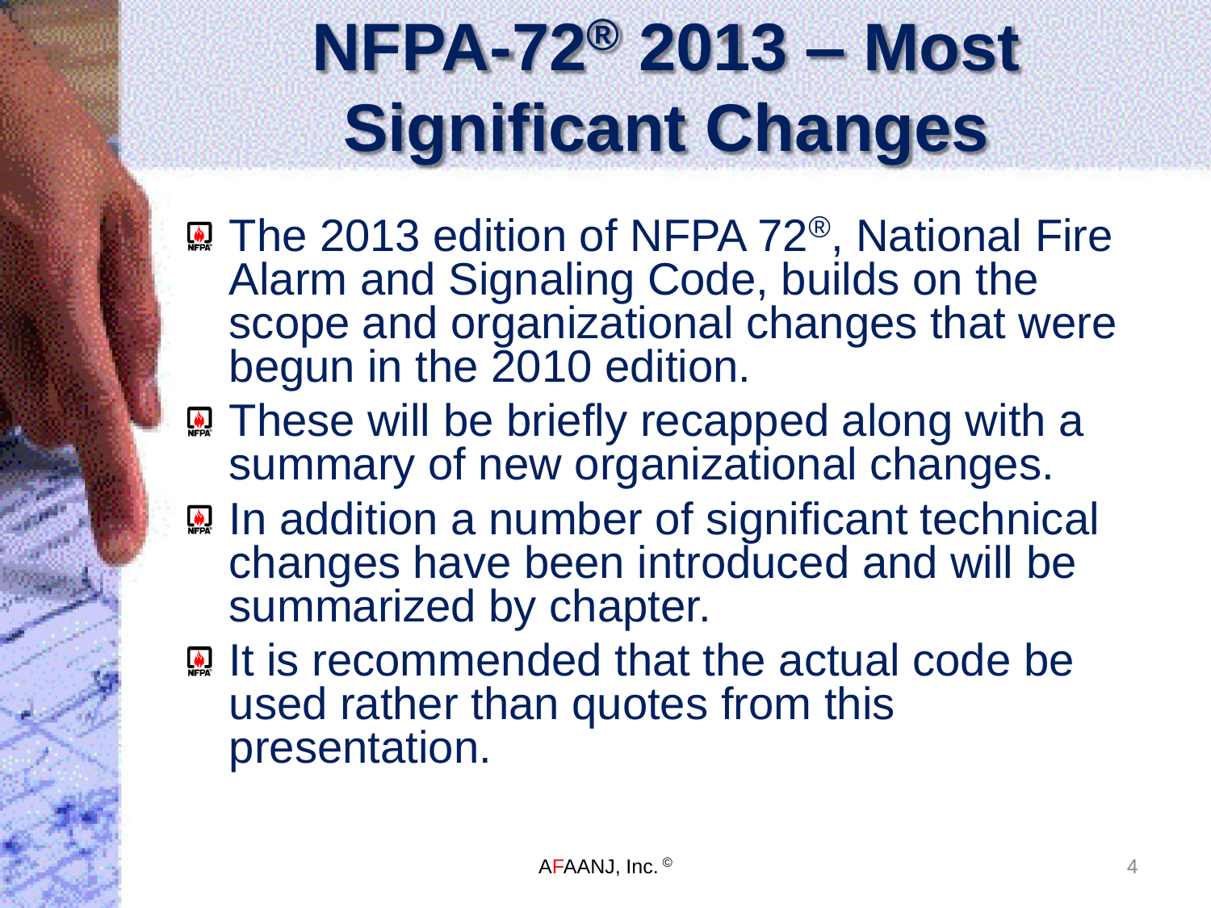# NFPA-72® 2013 – Most Significant Changes

- The 2013 edition of NFPA 72®, National Fire Alarm and Signaling Code, builds on the scope and organizational changes that were begun in the 2010 edition.
- These will be briefly recapped along with a summary of new organizational changes.
- In addition a number of significant technical changes have been introduced and will be summarized by chapter.
- It is recommended that the actual code be used rather than quotes from this presentation.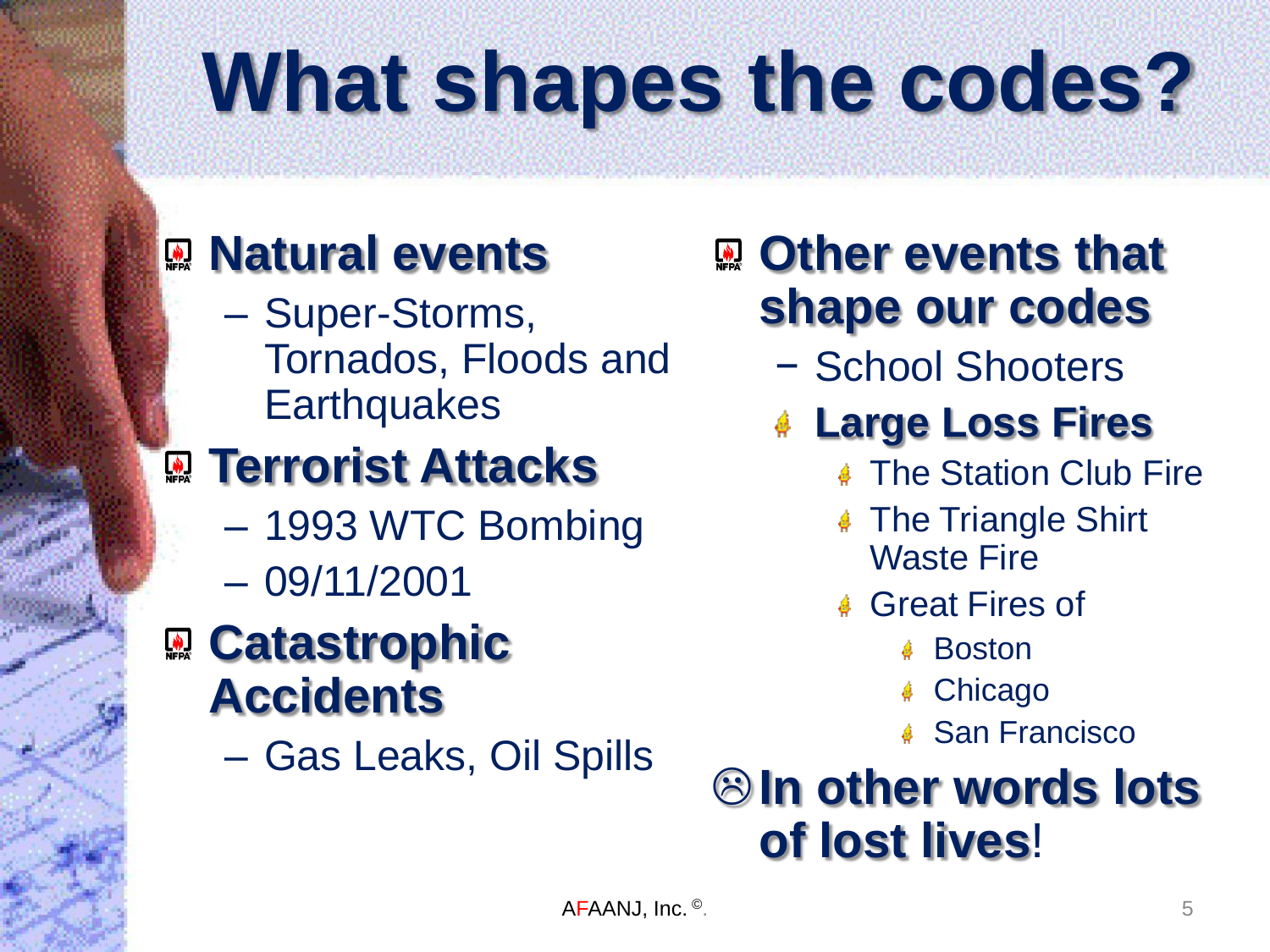# What shapes the codes?

- **Natural events**
  - Super-Storms, Tornados, Floods and Earthquakes
- **Terrorist Attacks**
  - 1993 WTC Bombing
  - 09/11/2001
- **Catastrophic Accidents**
  - Gas Leaks, Oil Spills

- **Other events that shape our codes**
  - School Shooters
  - **Large Loss Fires**
    - The Station Club Fire
    - The Triangle Shirt Waste Fire
    - Great Fires of
      - Boston
      - Chicago
      - San Francisco

☹ **In other words lots of lost lives**!

AFAANJ, Inc. ©.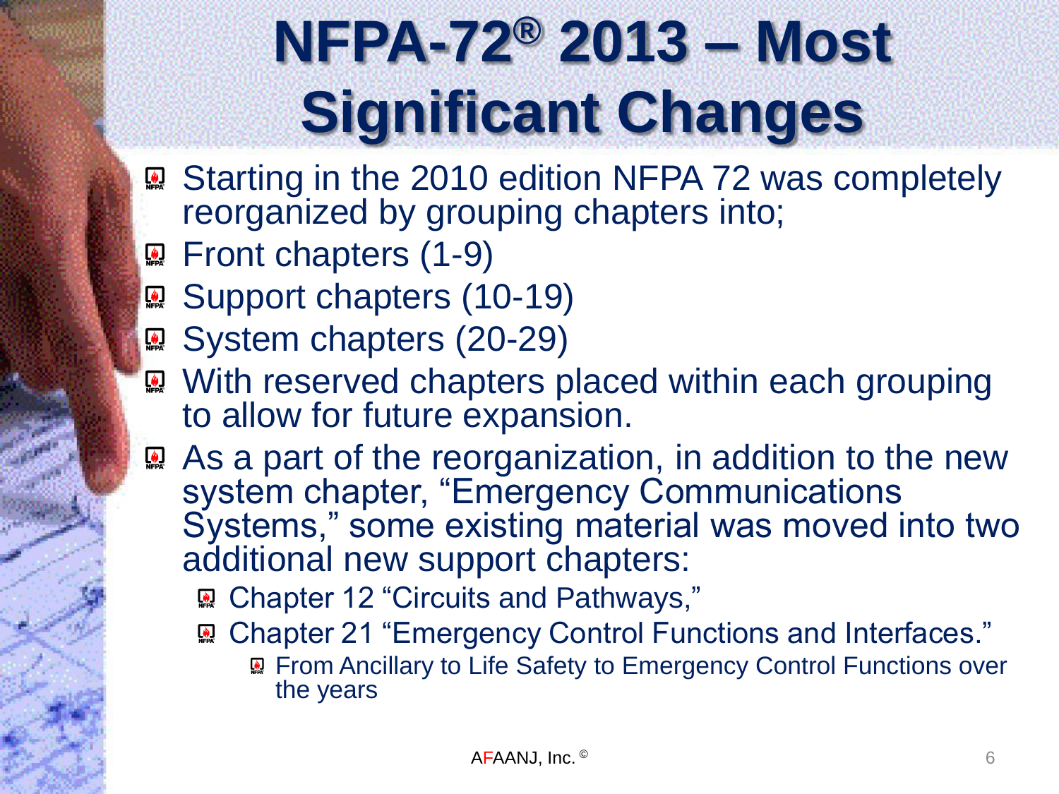# NFPA-72® 2013 – Most Significant Changes

- Starting in the 2010 edition NFPA 72 was completely reorganized by grouping chapters into;
- Front chapters (1-9)
- Support chapters (10-19)
- System chapters (20-29)
- With reserved chapters placed within each grouping to allow for future expansion.
- As a part of the reorganization, in addition to the new system chapter, "Emergency Communications Systems," some existing material was moved into two additional new support chapters:
  - Chapter 12 "Circuits and Pathways,"
  - Chapter 21 "Emergency Control Functions and Interfaces."
    - From Ancillary to Life Safety to Emergency Control Functions over the years

AFAANJ, Inc. ©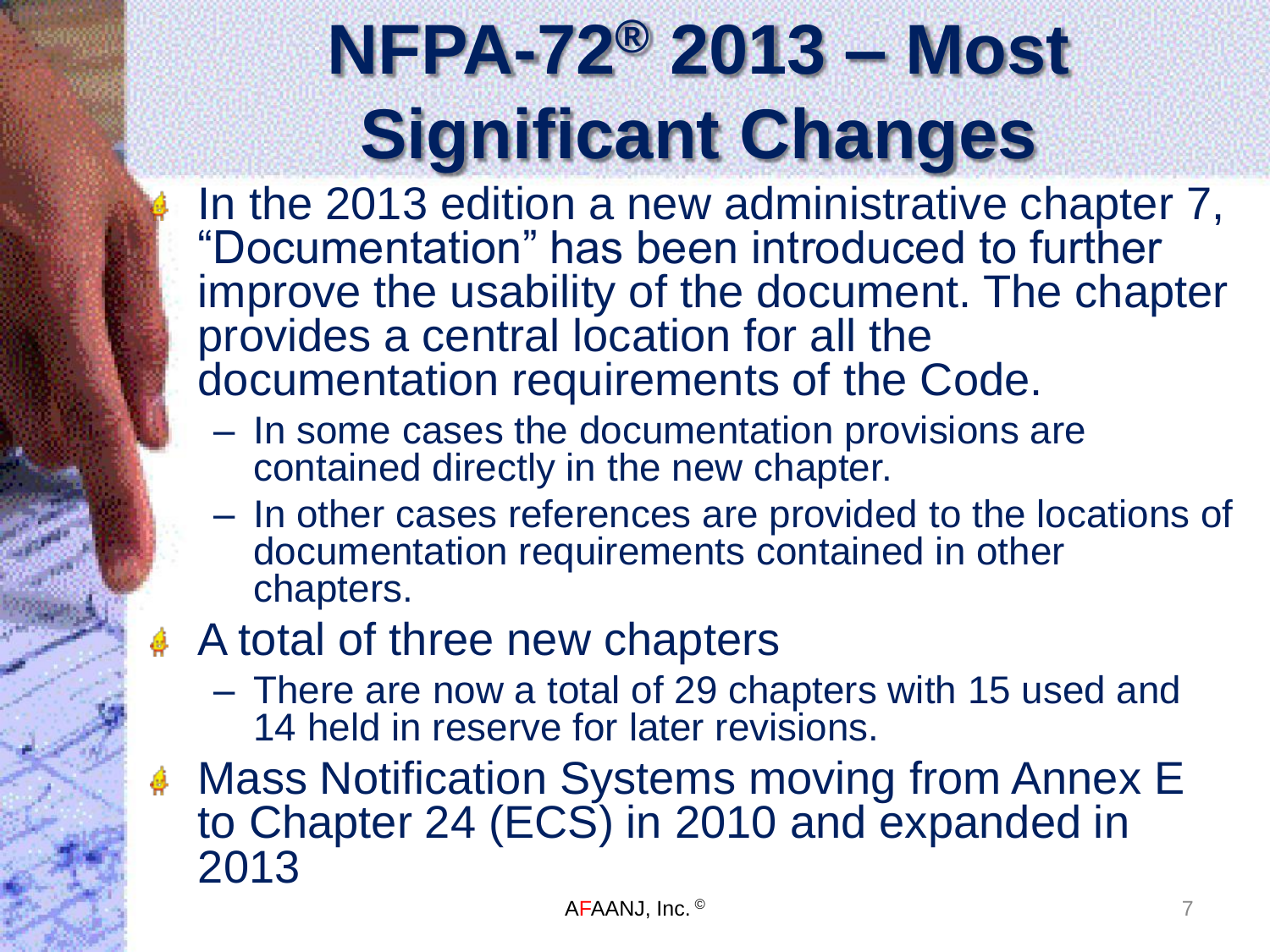# NFPA-72® 2013 – Most Significant Changes

- In the 2013 edition a new administrative chapter 7, "Documentation" has been introduced to further improve the usability of the document. The chapter provides a central location for all the documentation requirements of the Code.
  - In some cases the documentation provisions are contained directly in the new chapter.
  - In other cases references are provided to the locations of documentation requirements contained in other chapters.
- A total of three new chapters
  - There are now a total of 29 chapters with 15 used and 14 held in reserve for later revisions.
- Mass Notification Systems moving from Annex E to Chapter 24 (ECS) in 2010 and expanded in 2013

AFAANJ, Inc. ©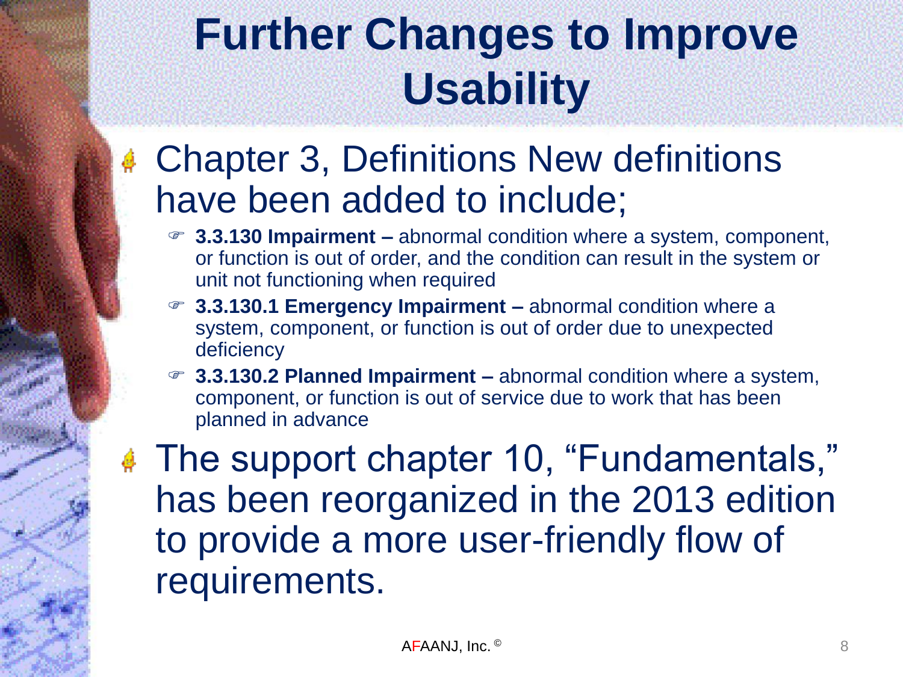# Further Changes to Improve Usability

- Chapter 3, Definitions New definitions have been added to include;
  - **3.3.130 Impairment –** abnormal condition where a system, component, or function is out of order, and the condition can result in the system or unit not functioning when required
  - **3.3.130.1 Emergency Impairment –** abnormal condition where a system, component, or function is out of order due to unexpected deficiency
  - **3.3.130.2 Planned Impairment –** abnormal condition where a system, component, or function is out of service due to work that has been planned in advance
- The support chapter 10, “Fundamentals,” has been reorganized in the 2013 edition to provide a more user-friendly flow of requirements.

AFAANJ, Inc. ©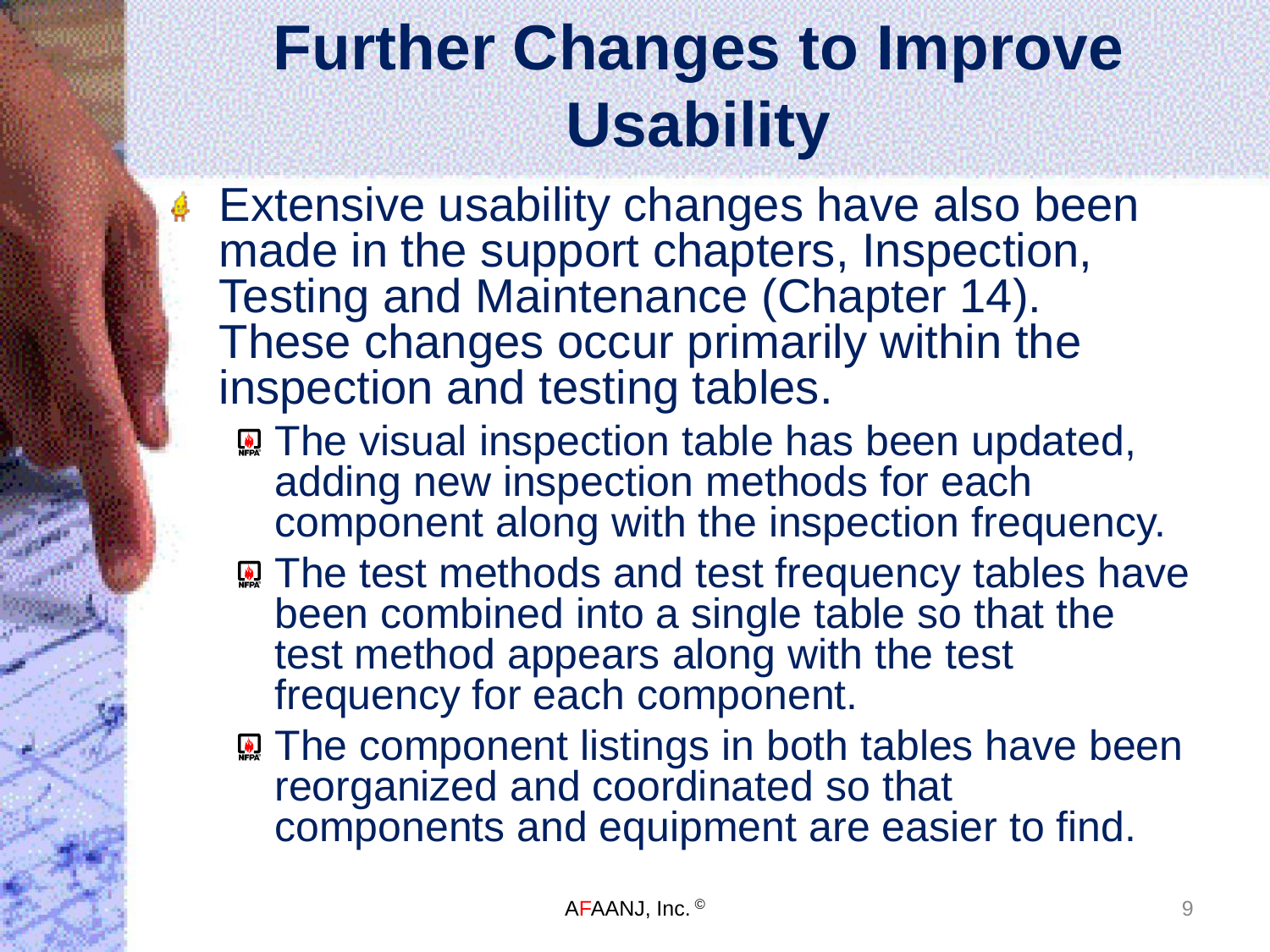# Further Changes to Improve Usability

- Extensive usability changes have also been made in the support chapters, Inspection, Testing and Maintenance (Chapter 14). These changes occur primarily within the inspection and testing tables.
  - The visual inspection table has been updated, adding new inspection methods for each component along with the inspection frequency.
  - The test methods and test frequency tables have been combined into a single table so that the test method appears along with the test frequency for each component.
  - The component listings in both tables have been reorganized and coordinated so that components and equipment are easier to find.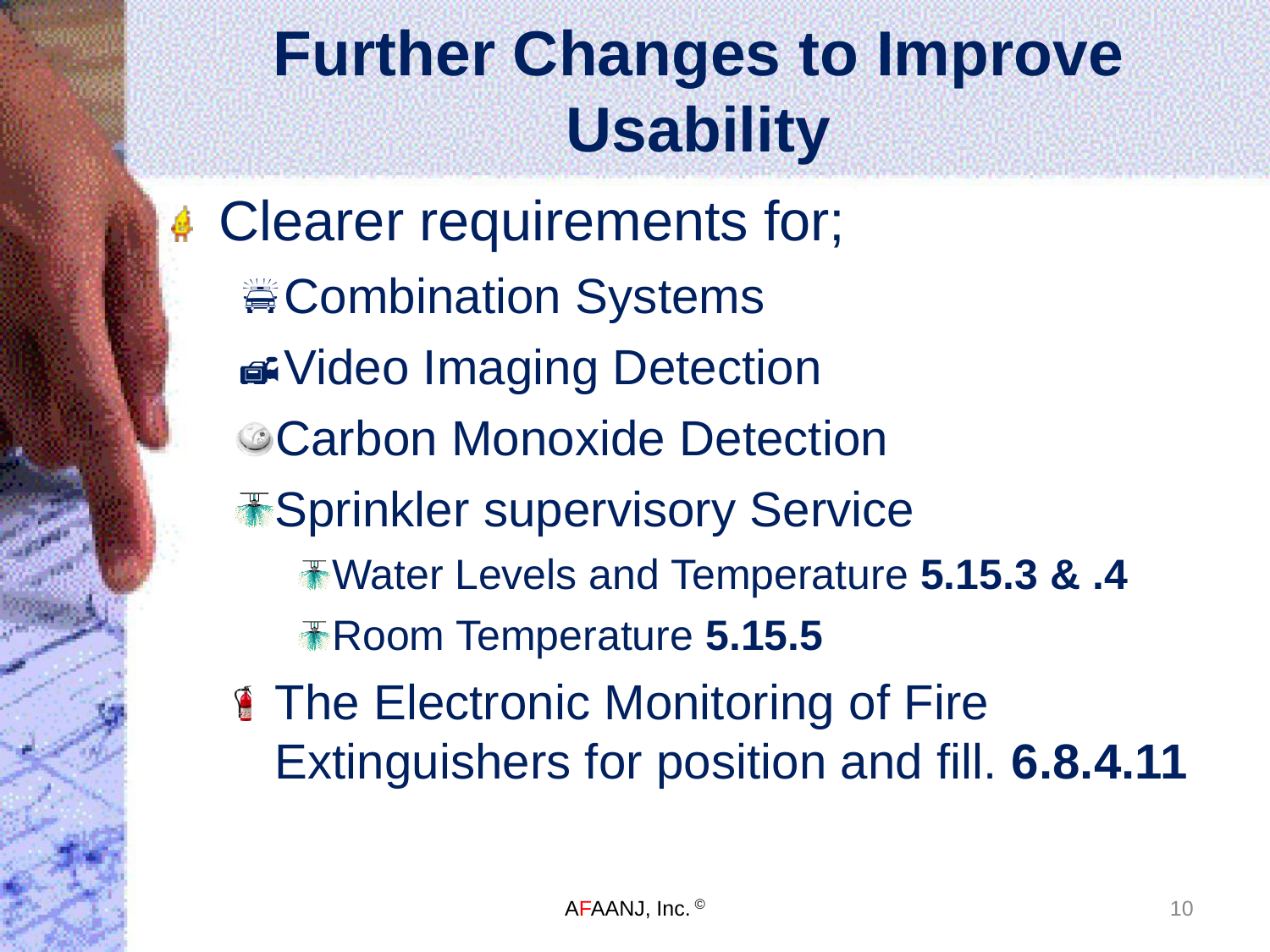# Further Changes to Improve Usability

- Clearer requirements for;
  - Combination Systems
  - Video Imaging Detection
  - Carbon Monoxide Detection
  - Sprinkler supervisory Service
    - Water Levels and Temperature **5.15.3 & .4**
    - Room Temperature **5.15.5**
  - The Electronic Monitoring of Fire Extinguishers for position and fill. **6.8.4.11**

AFAANJ, Inc. ©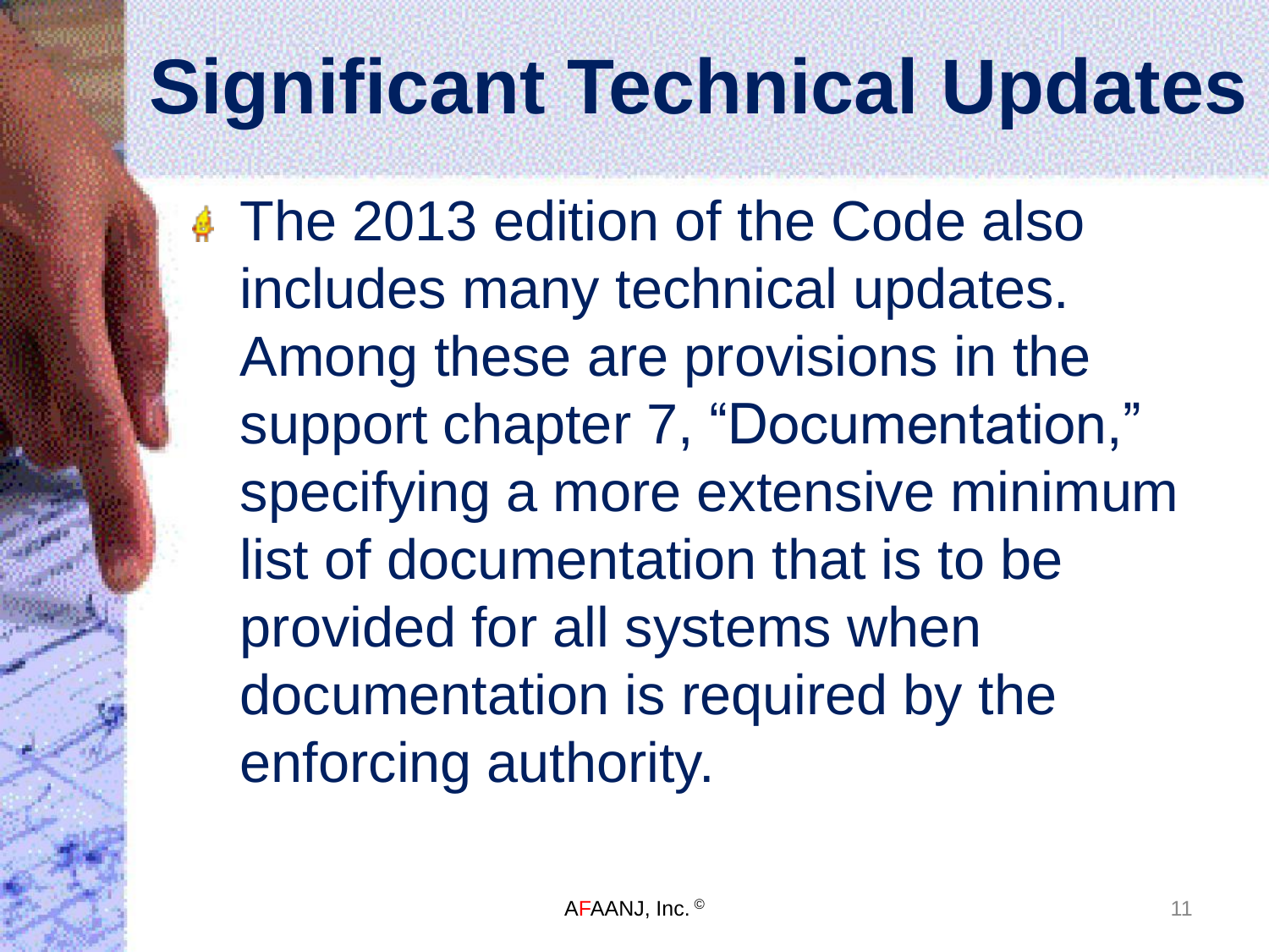# Significant Technical Updates

- The 2013 edition of the Code also includes many technical updates. Among these are provisions in the support chapter 7, “Documentation,” specifying a more extensive minimum list of documentation that is to be provided for all systems when documentation is required by the enforcing authority.

AFAANJ, Inc. ©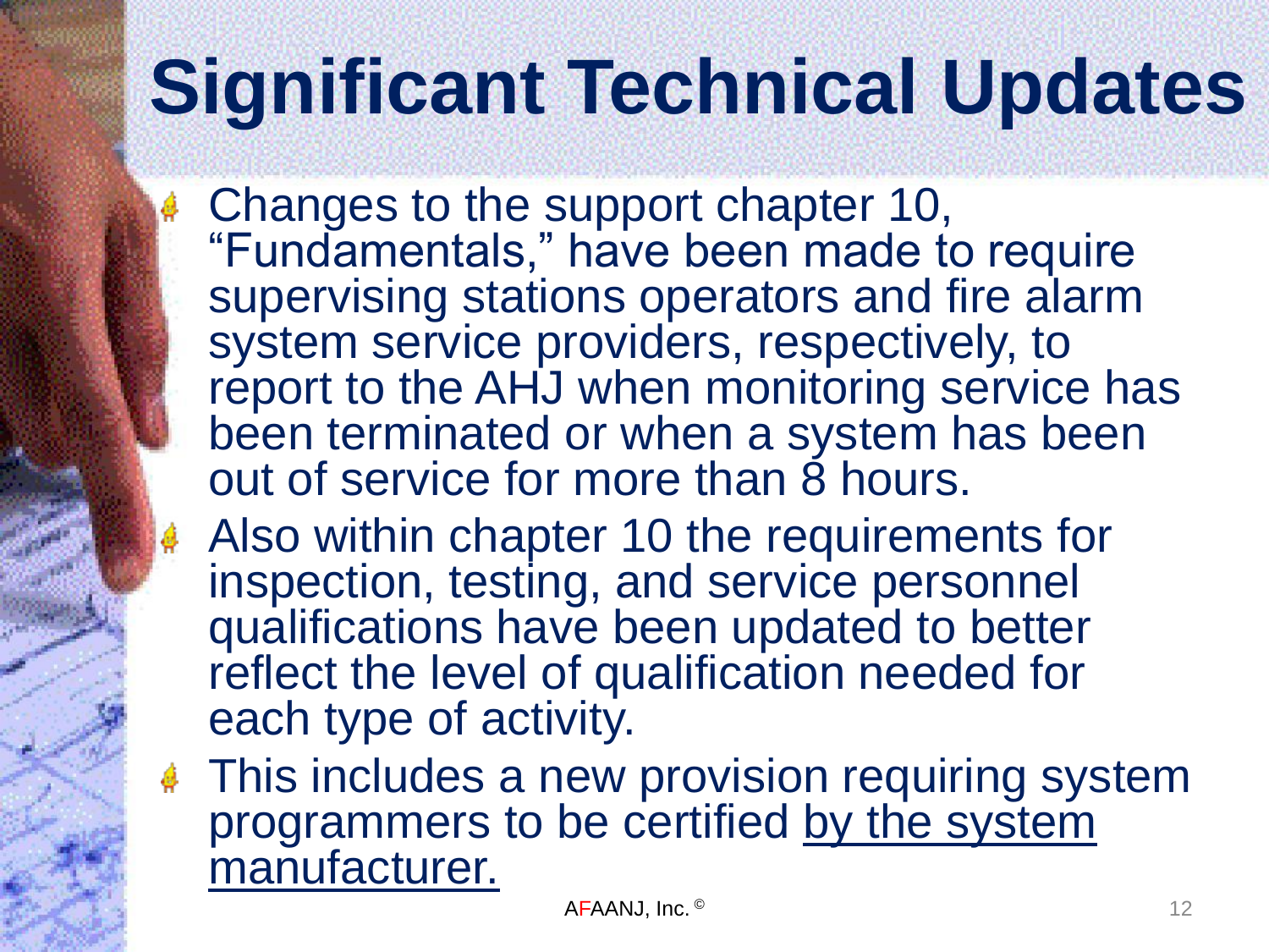# Significant Technical Updates

- Changes to the support chapter 10, "Fundamentals," have been made to require supervising stations operators and fire alarm system service providers, respectively, to report to the AHJ when monitoring service has been terminated or when a system has been out of service for more than 8 hours.
- Also within chapter 10 the requirements for inspection, testing, and service personnel qualifications have been updated to better reflect the level of qualification needed for each type of activity.
- This includes a new provision requiring system programmers to be certified <u>by the system manufacturer.</u>

AFAANJ, Inc. ©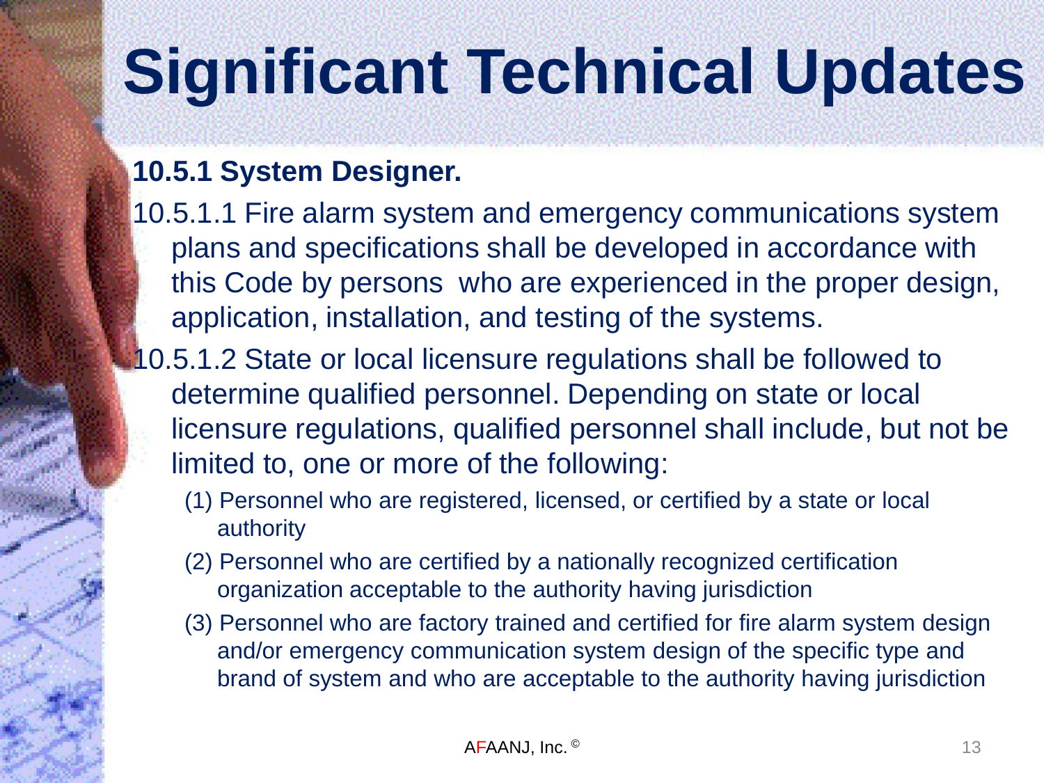# Significant Technical Updates

**10.5.1 System Designer.**

10.5.1.1 Fire alarm system and emergency communications system plans and specifications shall be developed in accordance with this Code by persons who are experienced in the proper design, application, installation, and testing of the systems.

10.5.1.2 State or local licensure regulations shall be followed to determine qualified personnel. Depending on state or local licensure regulations, qualified personnel shall include, but not be limited to, one or more of the following:

(1) Personnel who are registered, licensed, or certified by a state or local authority

(2) Personnel who are certified by a nationally recognized certification organization acceptable to the authority having jurisdiction

(3) Personnel who are factory trained and certified for fire alarm system design and/or emergency communication system design of the specific type and brand of system and who are acceptable to the authority having jurisdiction

AFAANJ, Inc. ©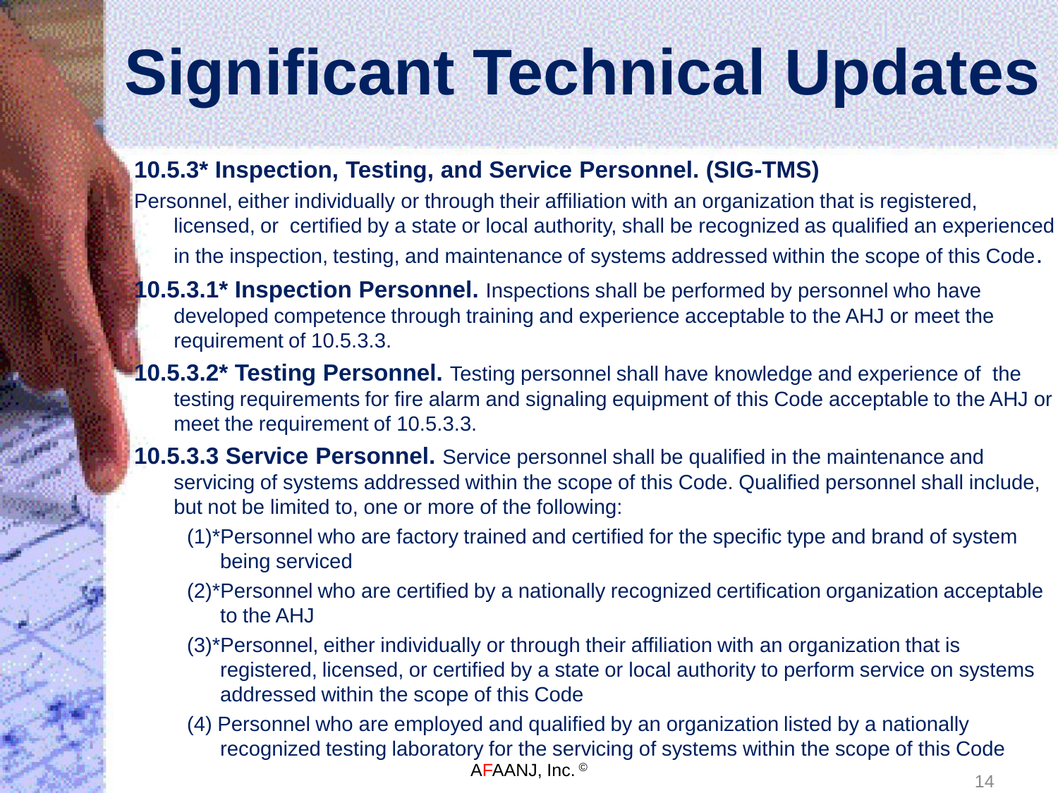# Significant Technical Updates

**10.5.3* Inspection, Testing, and Service Personnel. (SIG-TMS)**

Personnel, either individually or through their affiliation with an organization that is registered, licensed, or certified by a state or local authority, shall be recognized as qualified an experienced in the inspection, testing, and maintenance of systems addressed within the scope of this Code.

**10.5.3.1* Inspection Personnel.** Inspections shall be performed by personnel who have developed competence through training and experience acceptable to the AHJ or meet the requirement of 10.5.3.3.

**10.5.3.2* Testing Personnel.** Testing personnel shall have knowledge and experience of the testing requirements for fire alarm and signaling equipment of this Code acceptable to the AHJ or meet the requirement of 10.5.3.3.

**10.5.3.3 Service Personnel.** Service personnel shall be qualified in the maintenance and servicing of systems addressed within the scope of this Code. Qualified personnel shall include, but not be limited to, one or more of the following:

(1)*Personnel who are factory trained and certified for the specific type and brand of system being serviced

(2)*Personnel who are certified by a nationally recognized certification organization acceptable to the AHJ

(3)*Personnel, either individually or through their affiliation with an organization that is registered, licensed, or certified by a state or local authority to perform service on systems addressed within the scope of this Code

(4) Personnel who are employed and qualified by an organization listed by a nationally recognized testing laboratory for the servicing of systems within the scope of this Code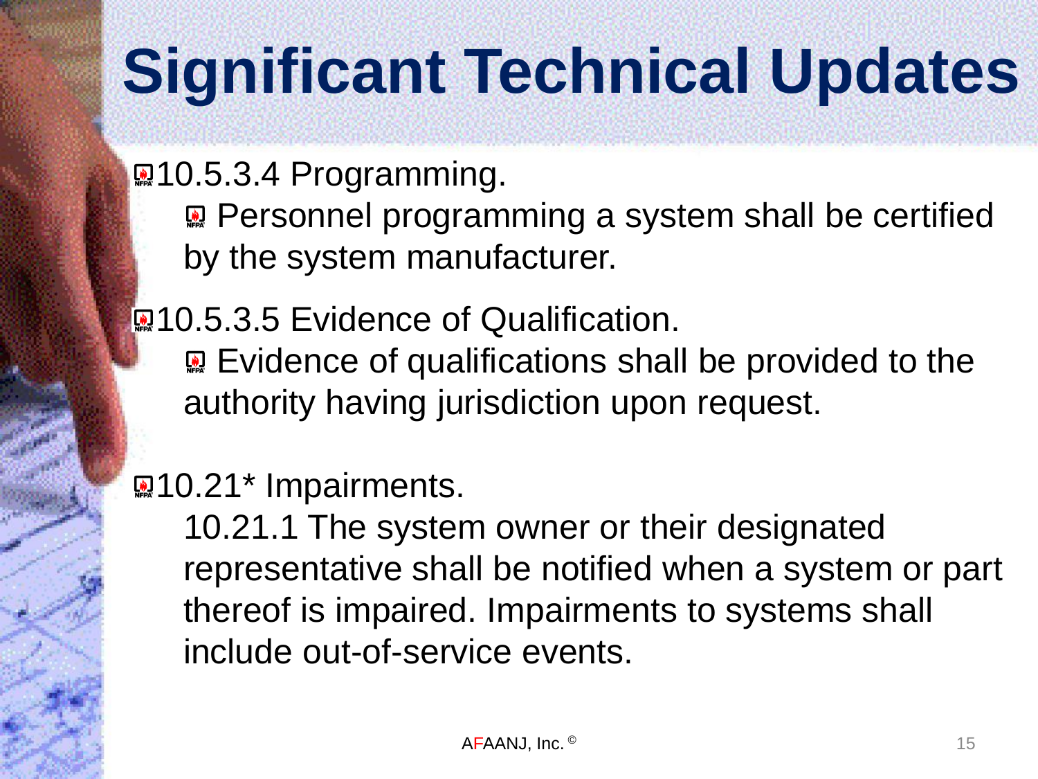# Significant Technical Updates

- 10.5.3.4 Programming.
  - Personnel programming a system shall be certified by the system manufacturer.
- 10.5.3.5 Evidence of Qualification.
  - Evidence of qualifications shall be provided to the authority having jurisdiction upon request.
- 10.21* Impairments.

  10.21.1 The system owner or their designated representative shall be notified when a system or part thereof is impaired. Impairments to systems shall include out-of-service events.

AFAANJ, Inc. ©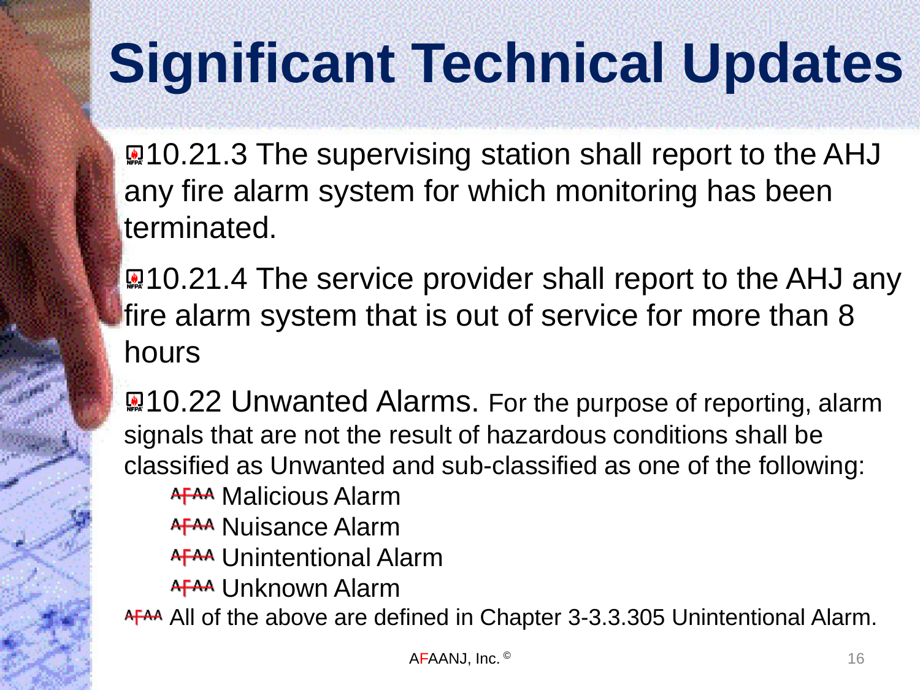# Significant Technical Updates

- 10.21.3 The supervising station shall report to the AHJ any fire alarm system for which monitoring has been terminated.
- 10.21.4 The service provider shall report to the AHJ any fire alarm system that is out of service for more than 8 hours
- 10.22 Unwanted Alarms. For the purpose of reporting, alarm signals that are not the result of hazardous conditions shall be classified as Unwanted and sub-classified as one of the following:
  - Malicious Alarm
  - Nuisance Alarm
  - Unintentional Alarm
  - Unknown Alarm
- All of the above are defined in Chapter 3-3.3.305 Unintentional Alarm.

AFAANJ, Inc. ©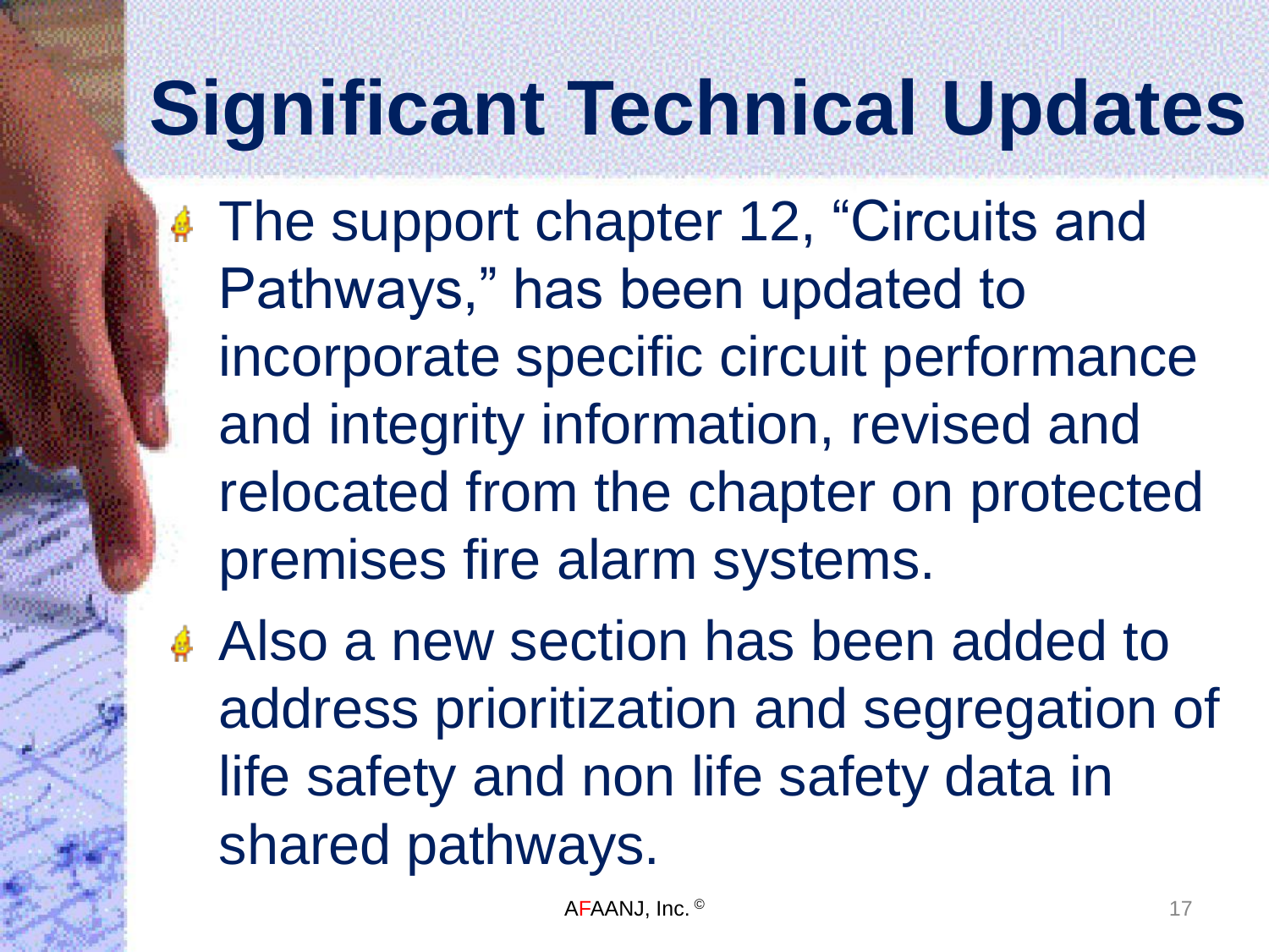# Significant Technical Updates

- The support chapter 12, "Circuits and Pathways," has been updated to incorporate specific circuit performance and integrity information, revised and relocated from the chapter on protected premises fire alarm systems.
- Also a new section has been added to address prioritization and segregation of life safety and non life safety data in shared pathways.

AFAANJ, Inc. ©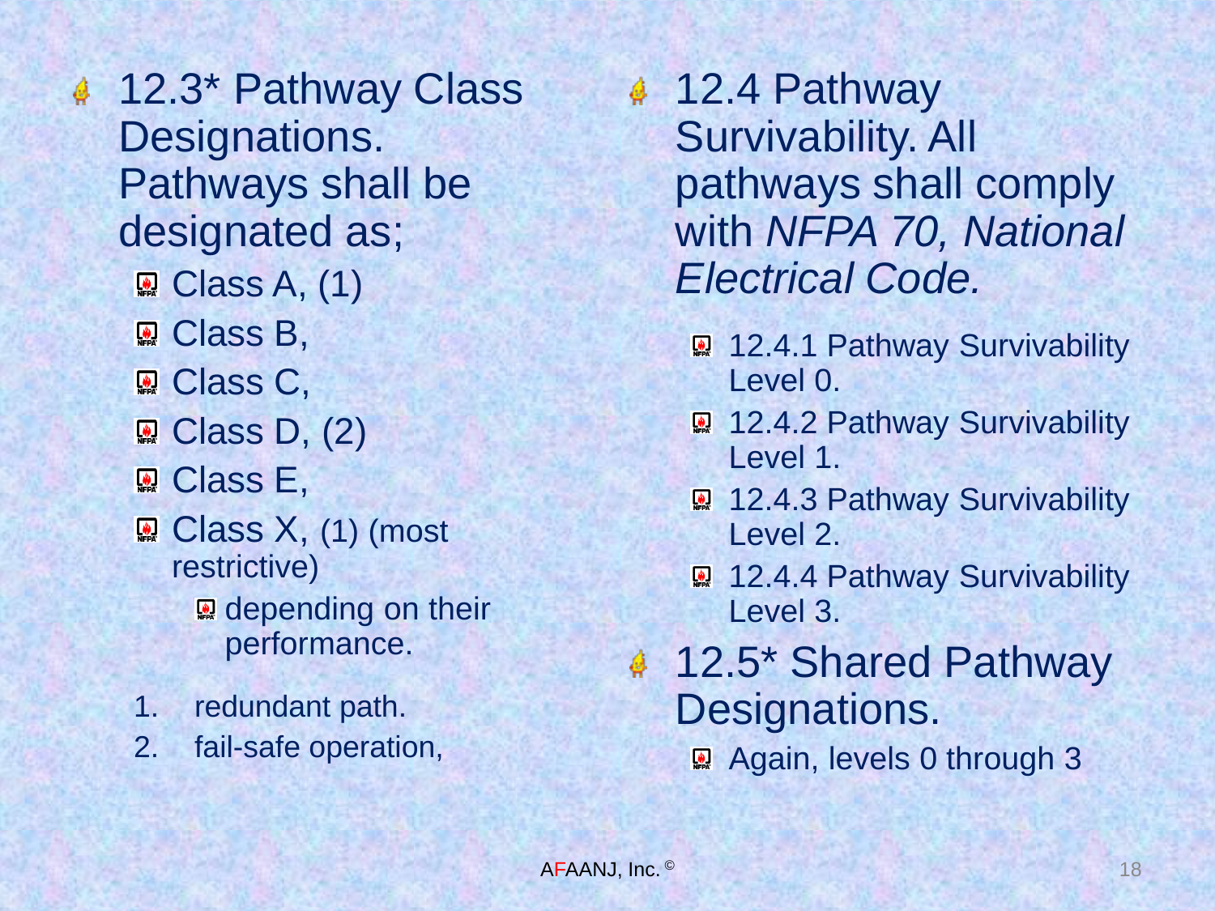- 12.3* Pathway Class Designations. Pathways shall be designated as;
  - Class A, (1)
  - Class B,
  - Class C,
  - Class D, (2)
  - Class E,
  - Class X, (1) (most restrictive)
    - depending on their performance.

1. redundant path.
2. fail-safe operation,

- 12.4 Pathway Survivability. All pathways shall comply with *NFPA 70, National Electrical Code.*
  - 12.4.1 Pathway Survivability Level 0.
  - 12.4.2 Pathway Survivability Level 1.
  - 12.4.3 Pathway Survivability Level 2.
  - 12.4.4 Pathway Survivability Level 3.
- 12.5* Shared Pathway Designations.
  - Again, levels 0 through 3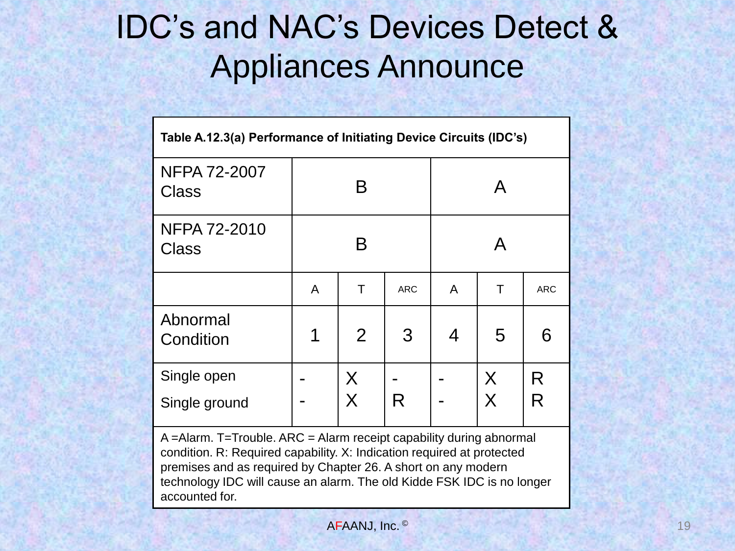# IDC's and NAC's Devices Detect & Appliances Announce

**Table A.12.3(a) Performance of Initiating Device Circuits (IDC's)**

| NFPA 72-2007 Class | B | | | A | | |
|---|---|---|---|---|---|---|
| NFPA 72-2010 Class | B | | | A | | |
| | A | T | ARC | A | T | ARC |
| Abnormal Condition | 1 | 2 | 3 | 4 | 5 | 6 |
| Single open | - | X | - | - | X | R |
| Single ground | - | X | R | - | X | R |

A =Alarm. T=Trouble. ARC = Alarm receipt capability during abnormal condition. R: Required capability. X: Indication required at protected premises and as required by Chapter 26. A short on any modern technology IDC will cause an alarm. The old Kidde FSK IDC is no longer accounted for.

AFAANJ, Inc. ©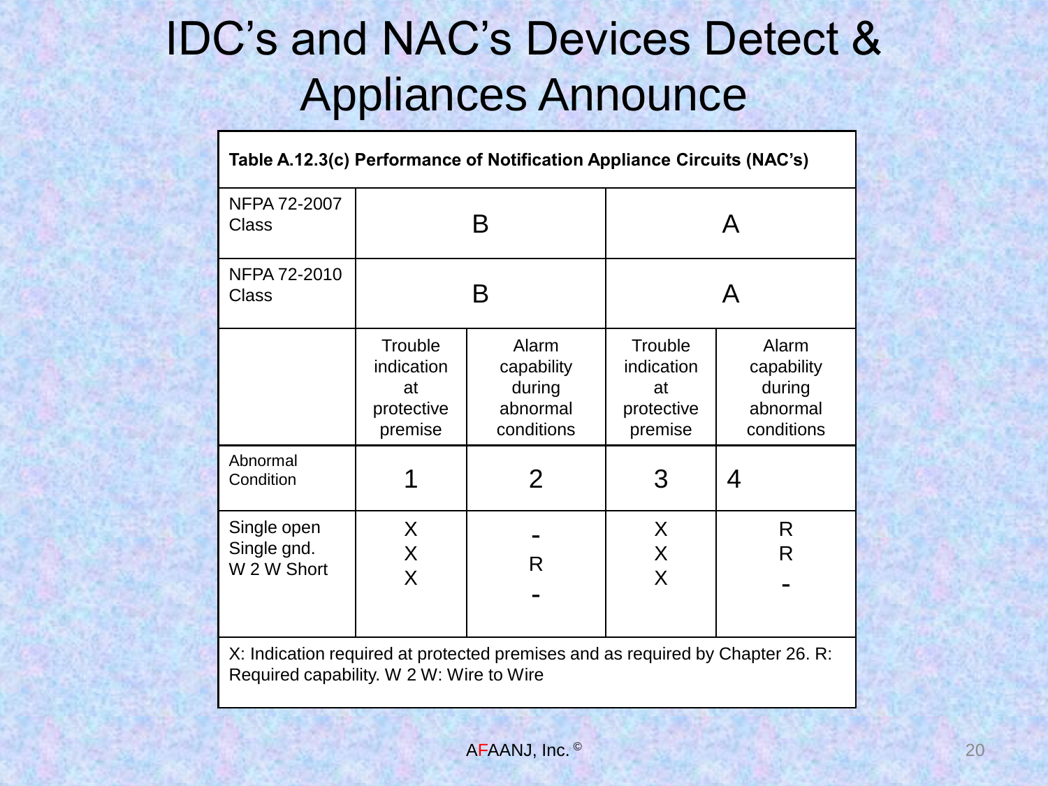# IDC's and NAC's Devices Detect & Appliances Announce

| **Table A.12.3(c) Performance of Notification Appliance Circuits (NAC's)** | | | | |
|---|---|---|---|---|
| NFPA 72-2007 Class | B | | A | |
| NFPA 72-2010 Class | B | | A | |
| | Trouble indication at protective premise | Alarm capability during abnormal conditions | Trouble indication at protective premise | Alarm capability during abnormal conditions |
| Abnormal Condition | 1 | 2 | 3 | 4 |
| Single open | X | - | X | R |
| Single gnd. | X | R | X | R |
| W 2 W Short | X | - | X | - |

X: Indication required at protected premises and as required by Chapter 26. R: Required capability. W 2 W: Wire to Wire

AFAANJ, Inc. ©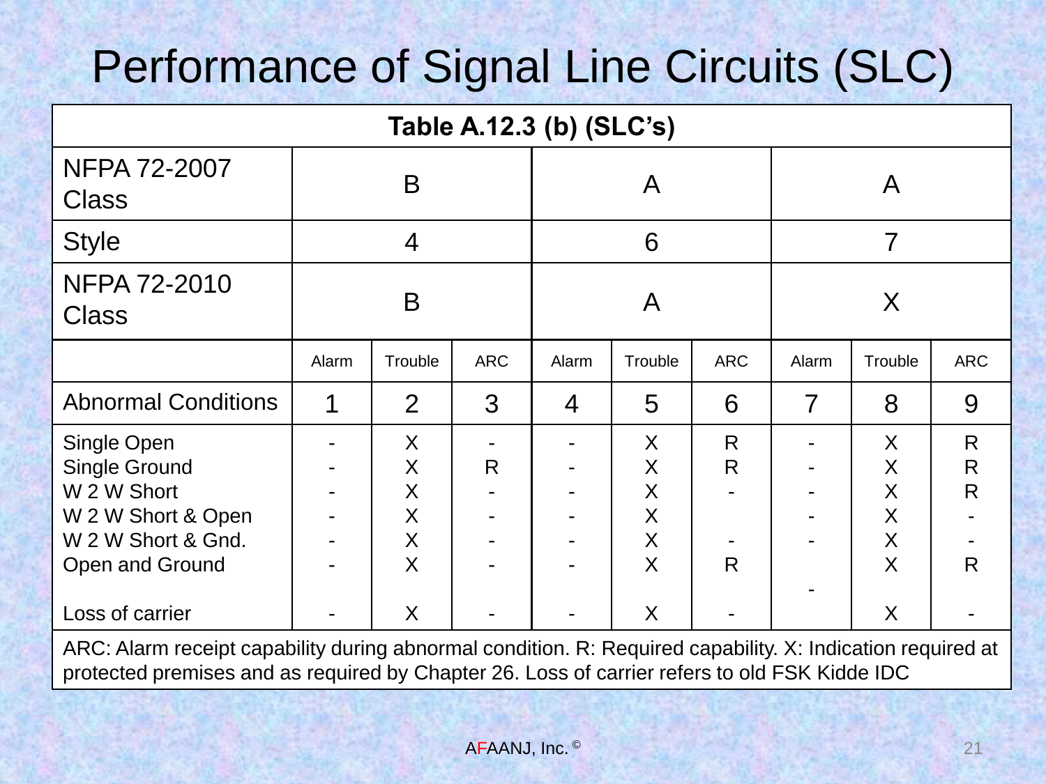# Performance of Signal Line Circuits (SLC)

| Table A.12.3 (b) (SLC's) | | | | | | | | | |
|---|---|---|---|---|---|---|---|---|---|
| NFPA 72-2007 Class | B | | | A | | | A | | |
| Style | 4 | | | 6 | | | 7 | | |
| NFPA 72-2010 Class | B | | | A | | | X | | |
| | Alarm | Trouble | ARC | Alarm | Trouble | ARC | Alarm | Trouble | ARC |
| Abnormal Conditions | 1 | 2 | 3 | 4 | 5 | 6 | 7 | 8 | 9 |
| Single Open | - | X | - | - | X | R | - | X | R |
| Single Ground | - | X | R | - | X | R | - | X | R |
| W 2 W Short | - | X | - | - | X | - | - | X | R |
| W 2 W Short & Open | - | X | - | - | X | | - | X | - |
| W 2 W Short & Gnd. | - | X | - | - | X | - | - | X | - |
| Open and Ground | - | X | - | - | X | R | | X | R |
| Loss of carrier | - | X | - | - | X | - | - | X | - |

ARC: Alarm receipt capability during abnormal condition. R: Required capability. X: Indication required at protected premises and as required by Chapter 26. Loss of carrier refers to old FSK Kidde IDC

AFAANJ, Inc. ©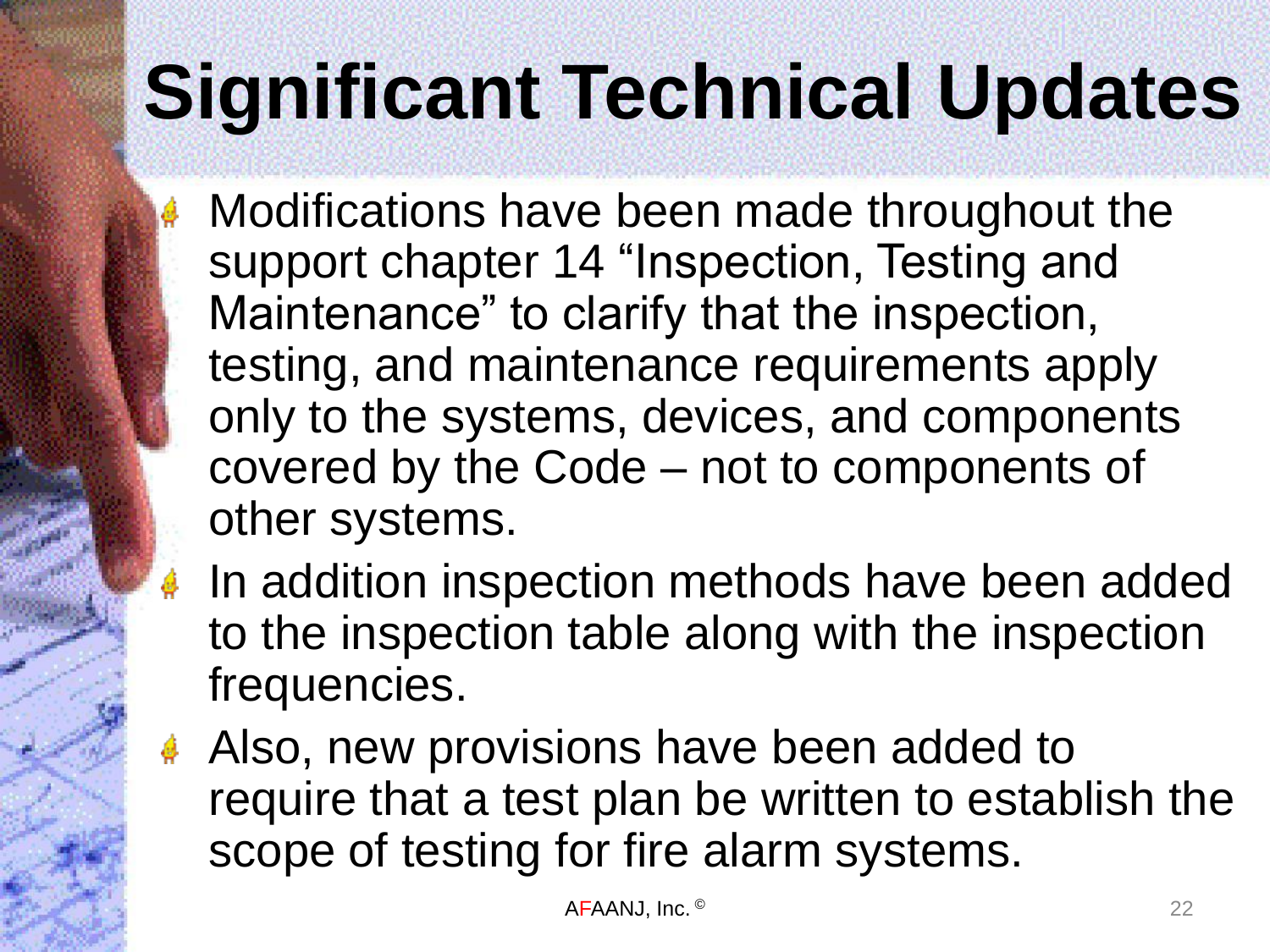# Significant Technical Updates

- Modifications have been made throughout the support chapter 14 “Inspection, Testing and Maintenance” to clarify that the inspection, testing, and maintenance requirements apply only to the systems, devices, and components covered by the Code – not to components of other systems.
- In addition inspection methods have been added to the inspection table along with the inspection frequencies.
- Also, new provisions have been added to require that a test plan be written to establish the scope of testing for fire alarm systems.

AFAANJ, Inc. ©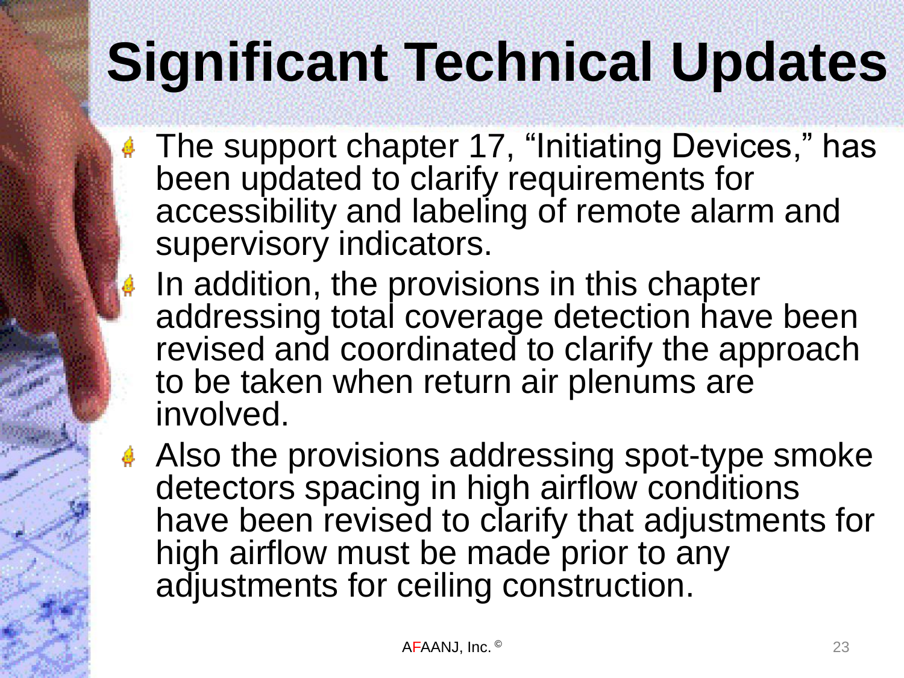# Significant Technical Updates

- The support chapter 17, "Initiating Devices," has been updated to clarify requirements for accessibility and labeling of remote alarm and supervisory indicators.
- In addition, the provisions in this chapter addressing total coverage detection have been revised and coordinated to clarify the approach to be taken when return air plenums are involved.
- Also the provisions addressing spot-type smoke detectors spacing in high airflow conditions have been revised to clarify that adjustments for high airflow must be made prior to any adjustments for ceiling construction.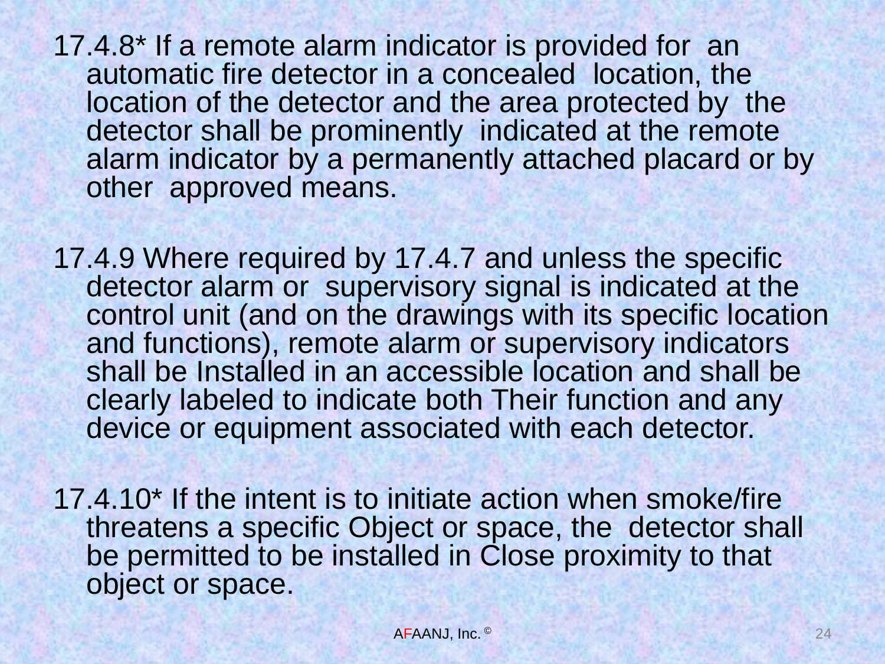17.4.8* If a remote alarm indicator is provided for an automatic fire detector in a concealed location, the location of the detector and the area protected by the detector shall be prominently indicated at the remote alarm indicator by a permanently attached placard or by other approved means.

17.4.9 Where required by 17.4.7 and unless the specific detector alarm or supervisory signal is indicated at the control unit (and on the drawings with its specific location and functions), remote alarm or supervisory indicators shall be Installed in an accessible location and shall be clearly labeled to indicate both Their function and any device or equipment associated with each detector.

17.4.10* If the intent is to initiate action when smoke/fire threatens a specific Object or space, the detector shall be permitted to be installed in Close proximity to that object or space.

AFAANJ, Inc. ©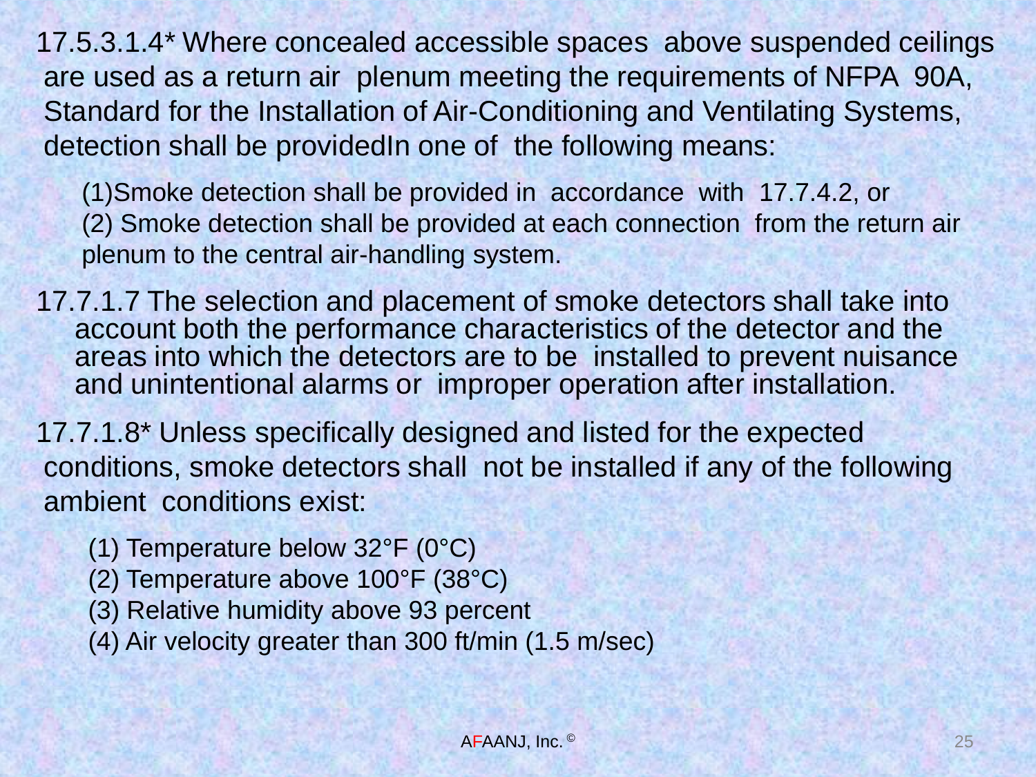17.5.3.1.4* Where concealed accessible spaces above suspended ceilings are used as a return air plenum meeting the requirements of NFPA 90A, Standard for the Installation of Air-Conditioning and Ventilating Systems, detection shall be providedIn one of the following means:

(1)Smoke detection shall be provided in accordance with 17.7.4.2, or
(2) Smoke detection shall be provided at each connection from the return air plenum to the central air-handling system.

17.7.1.7 The selection and placement of smoke detectors shall take into account both the performance characteristics of the detector and the areas into which the detectors are to be installed to prevent nuisance and unintentional alarms or improper operation after installation.

17.7.1.8* Unless specifically designed and listed for the expected conditions, smoke detectors shall not be installed if any of the following ambient conditions exist:

(1) Temperature below 32°F (0°C)
(2) Temperature above 100°F (38°C)
(3) Relative humidity above 93 percent
(4) Air velocity greater than 300 ft/min (1.5 m/sec)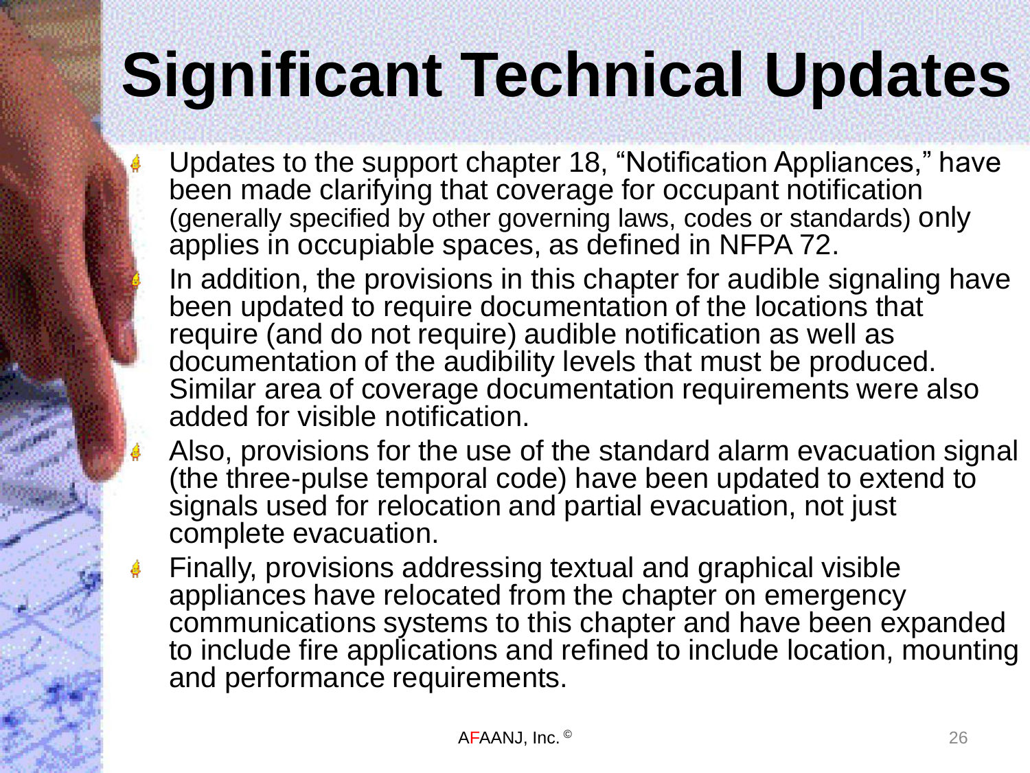# Significant Technical Updates

- Updates to the support chapter 18, "Notification Appliances," have been made clarifying that coverage for occupant notification (generally specified by other governing laws, codes or standards) only applies in occupiable spaces, as defined in NFPA 72.
- In addition, the provisions in this chapter for audible signaling have been updated to require documentation of the locations that require (and do not require) audible notification as well as documentation of the audibility levels that must be produced. Similar area of coverage documentation requirements were also added for visible notification.
- Also, provisions for the use of the standard alarm evacuation signal (the three-pulse temporal code) have been updated to extend to signals used for relocation and partial evacuation, not just complete evacuation.
- Finally, provisions addressing textual and graphical visible appliances have relocated from the chapter on emergency communications systems to this chapter and have been expanded to include fire applications and refined to include location, mounting and performance requirements.

AFAANJ, Inc. ©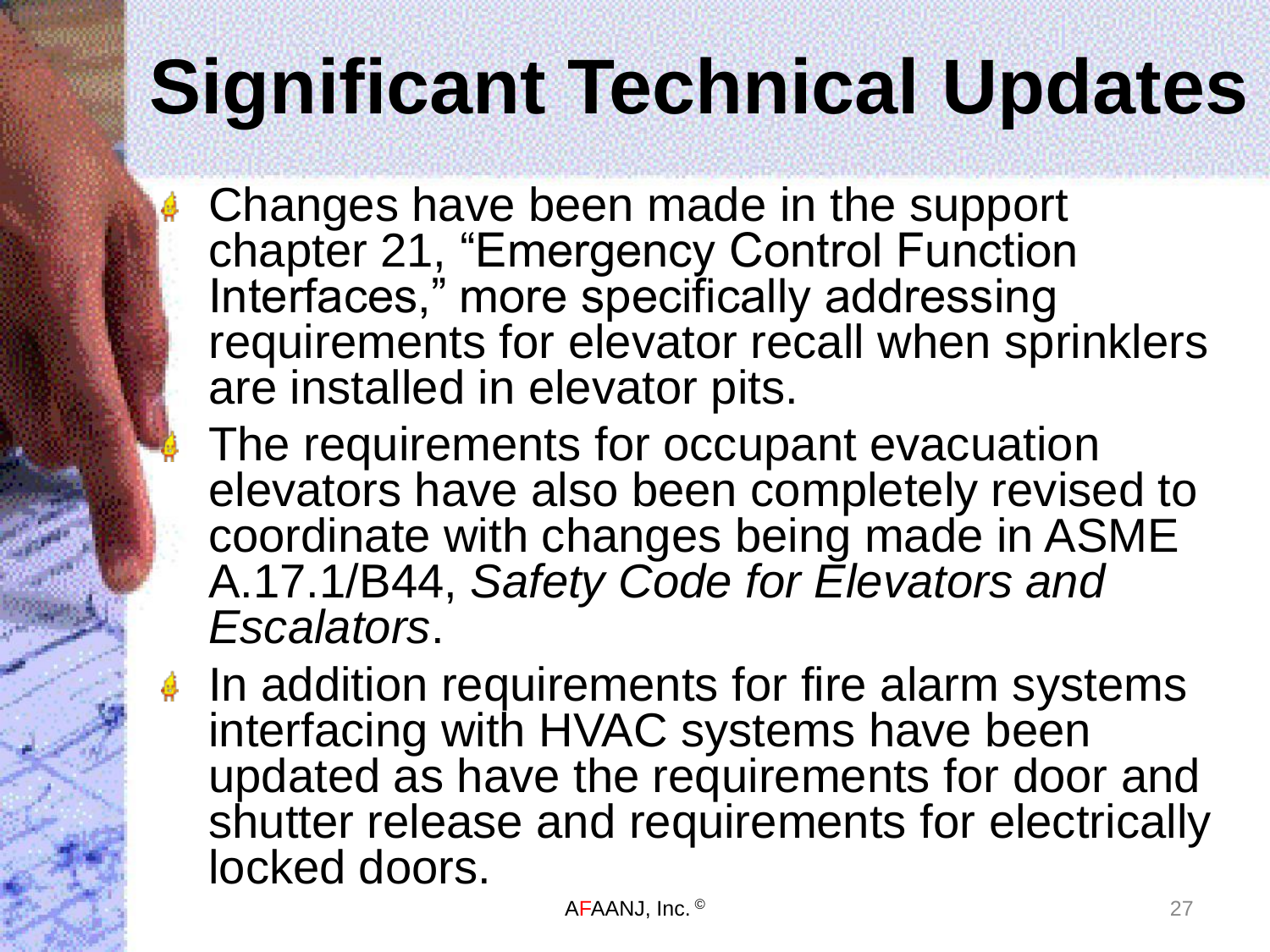# Significant Technical Updates

- Changes have been made in the support chapter 21, "Emergency Control Function Interfaces," more specifically addressing requirements for elevator recall when sprinklers are installed in elevator pits.
- The requirements for occupant evacuation elevators have also been completely revised to coordinate with changes being made in ASME A.17.1/B44, *Safety Code for Elevators and Escalators*.
- In addition requirements for fire alarm systems interfacing with HVAC systems have been updated as have the requirements for door and shutter release and requirements for electrically locked doors.

AFAANJ, Inc. ©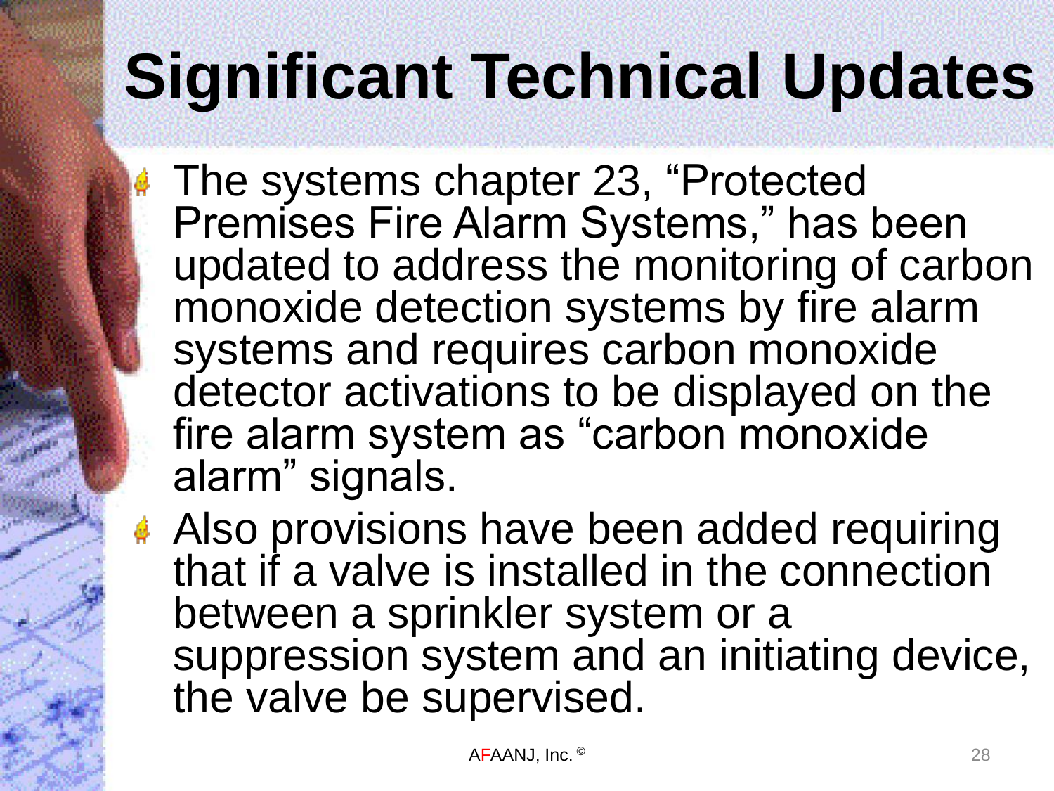# Significant Technical Updates

- The systems chapter 23, “Protected Premises Fire Alarm Systems,” has been updated to address the monitoring of carbon monoxide detection systems by fire alarm systems and requires carbon monoxide detector activations to be displayed on the fire alarm system as “carbon monoxide alarm” signals.
- Also provisions have been added requiring that if a valve is installed in the connection between a sprinkler system or a suppression system and an initiating device, the valve be supervised.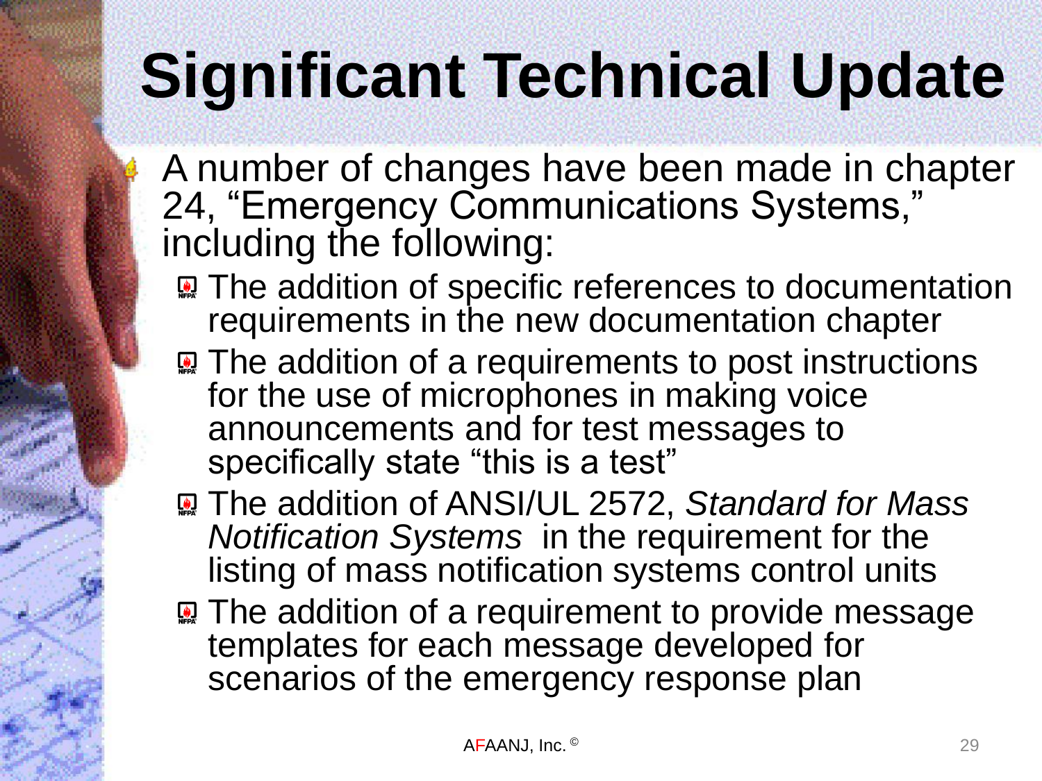# Significant Technical Update

- A number of changes have been made in chapter 24, "Emergency Communications Systems," including the following:
  - The addition of specific references to documentation requirements in the new documentation chapter
  - The addition of a requirements to post instructions for the use of microphones in making voice announcements and for test messages to specifically state "this is a test"
  - The addition of ANSI/UL 2572, *Standard for Mass Notification Systems* in the requirement for the listing of mass notification systems control units
  - The addition of a requirement to provide message templates for each message developed for scenarios of the emergency response plan

AFAANJ, Inc. ©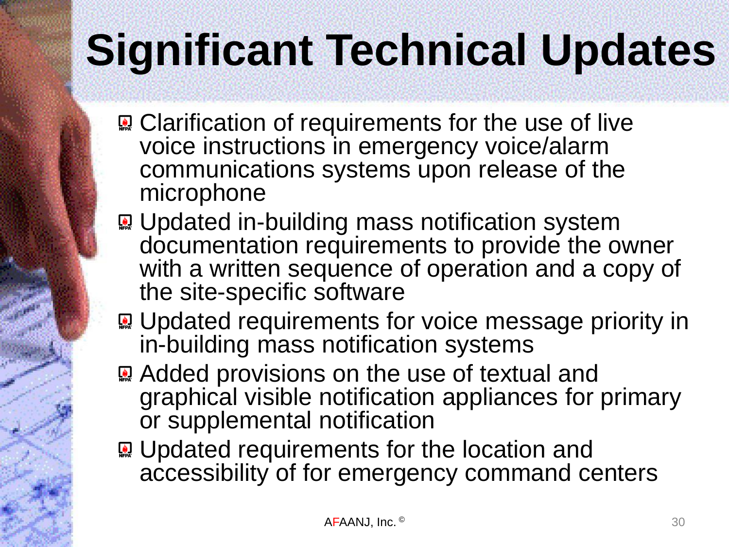# Significant Technical Updates

- Clarification of requirements for the use of live voice instructions in emergency voice/alarm communications systems upon release of the microphone
- Updated in-building mass notification system documentation requirements to provide the owner with a written sequence of operation and a copy of the site-specific software
- Updated requirements for voice message priority in in-building mass notification systems
- Added provisions on the use of textual and graphical visible notification appliances for primary or supplemental notification
- Updated requirements for the location and accessibility of for emergency command centers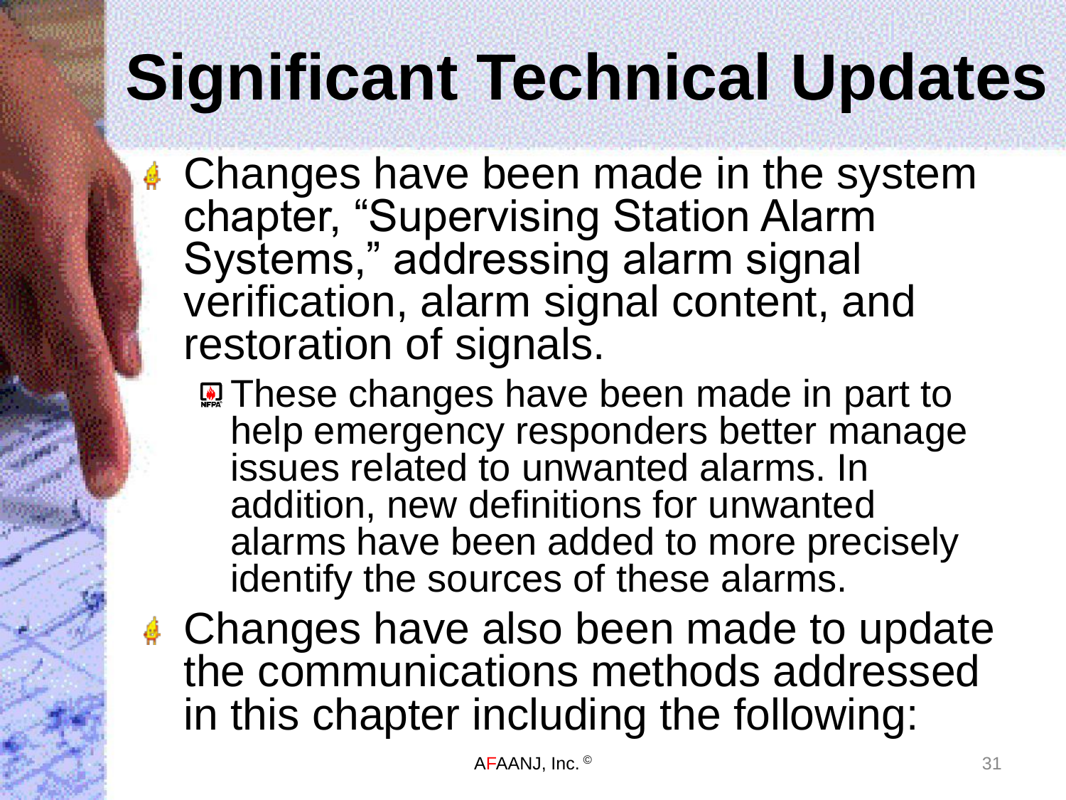# Significant Technical Updates

- Changes have been made in the system chapter, "Supervising Station Alarm Systems," addressing alarm signal verification, alarm signal content, and restoration of signals.
  - These changes have been made in part to help emergency responders better manage issues related to unwanted alarms. In addition, new definitions for unwanted alarms have been added to more precisely identify the sources of these alarms.
- Changes have also been made to update the communications methods addressed in this chapter including the following:

AFAANJ, Inc. ©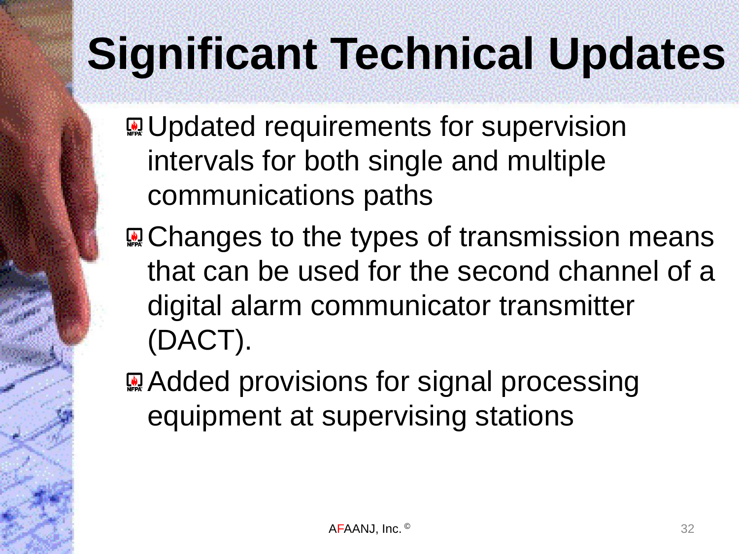# Significant Technical Updates

- Updated requirements for supervision intervals for both single and multiple communications paths
- Changes to the types of transmission means that can be used for the second channel of a digital alarm communicator transmitter (DACT).
- Added provisions for signal processing equipment at supervising stations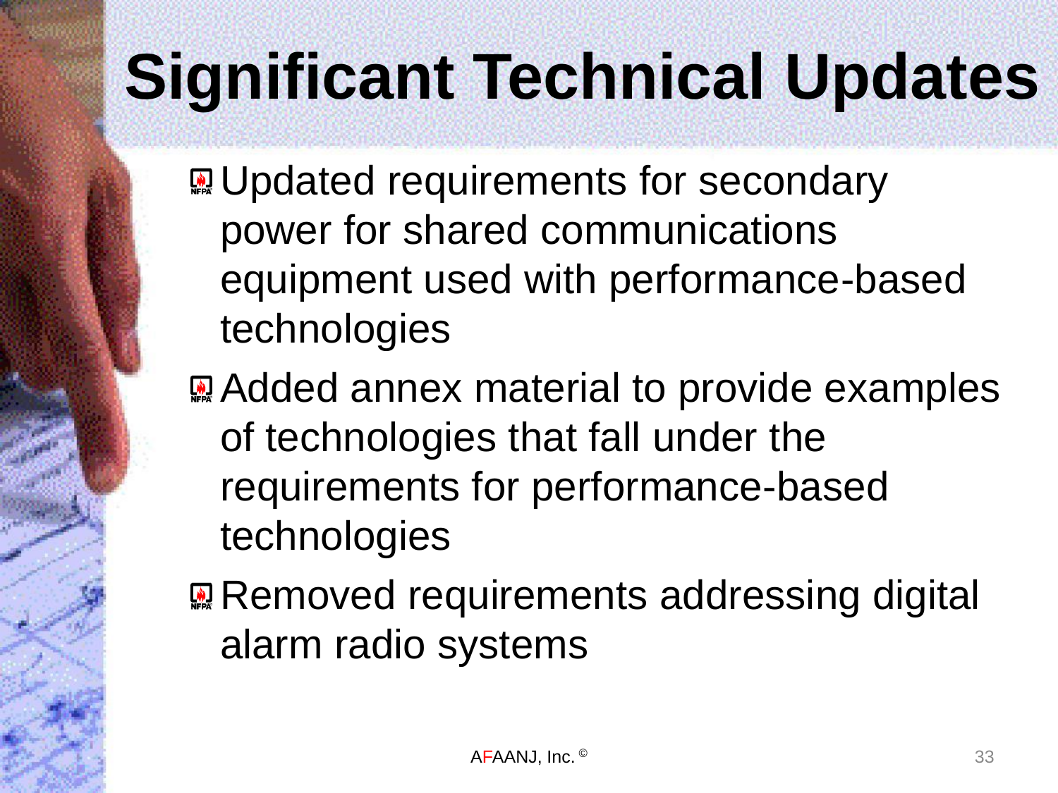# Significant Technical Updates

- Updated requirements for secondary power for shared communications equipment used with performance-based technologies
- Added annex material to provide examples of technologies that fall under the requirements for performance-based technologies
- Removed requirements addressing digital alarm radio systems

AFAANJ, Inc. ©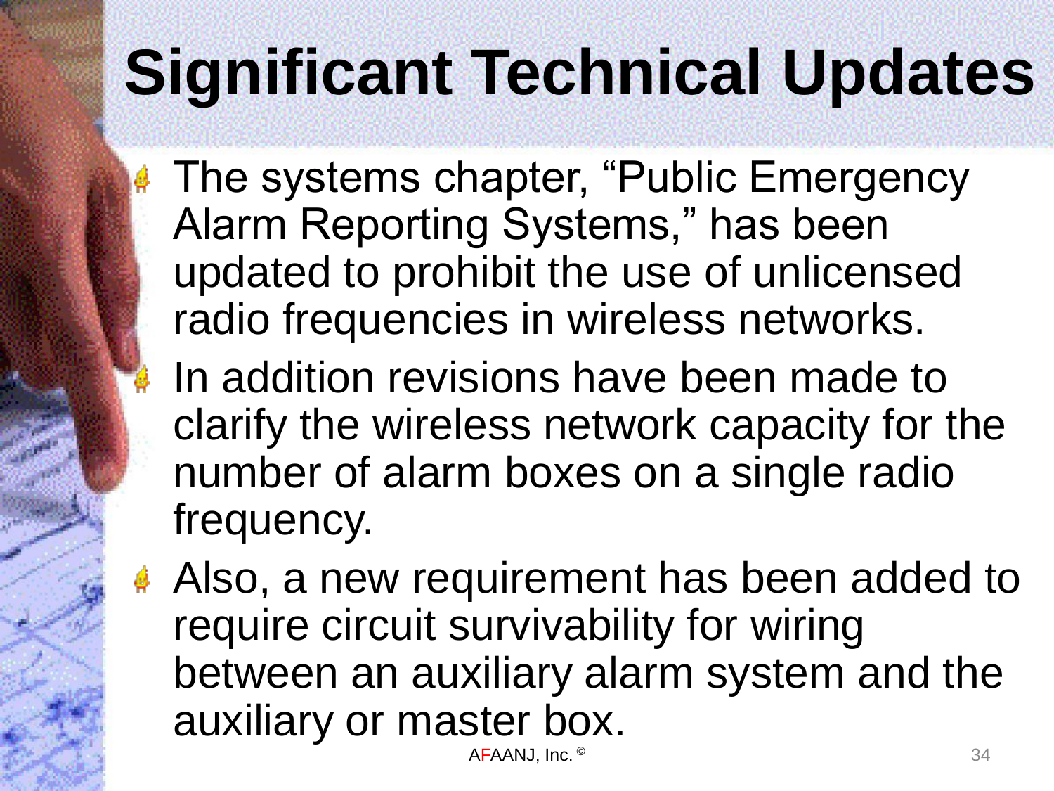# Significant Technical Updates

- The systems chapter, “Public Emergency Alarm Reporting Systems,” has been updated to prohibit the use of unlicensed radio frequencies in wireless networks.
- In addition revisions have been made to clarify the wireless network capacity for the number of alarm boxes on a single radio frequency.
- Also, a new requirement has been added to require circuit survivability for wiring between an auxiliary alarm system and the auxiliary or master box.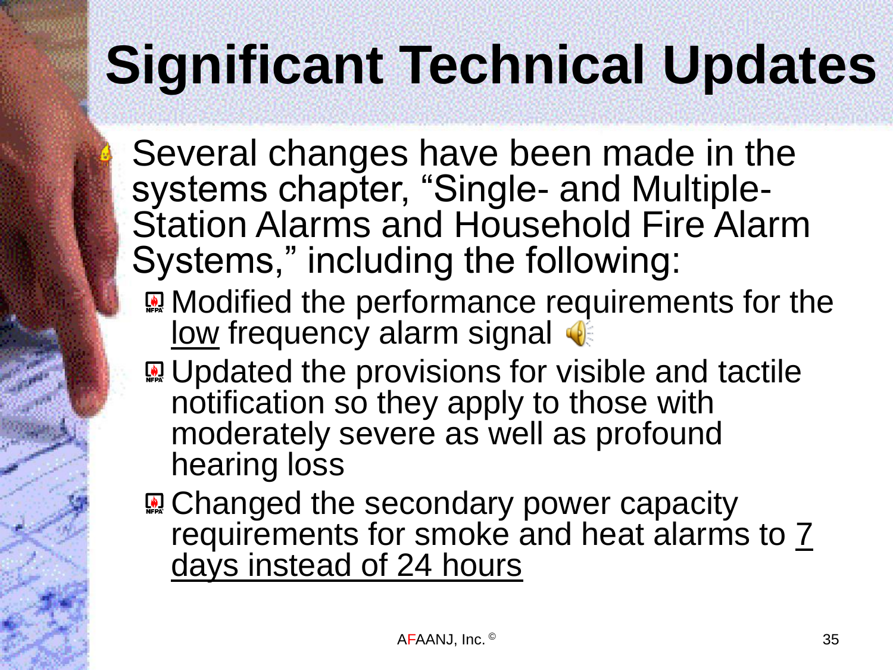# Significant Technical Updates

- Several changes have been made in the systems chapter, “Single- and Multiple-Station Alarms and Household Fire Alarm Systems,” including the following:
  - Modified the performance requirements for the <u>low</u> frequency alarm signal
  - Updated the provisions for visible and tactile notification so they apply to those with moderately severe as well as profound hearing loss
  - Changed the secondary power capacity requirements for smoke and heat alarms to <u>7 days instead of 24 hours</u>

AFAANJ, Inc. ©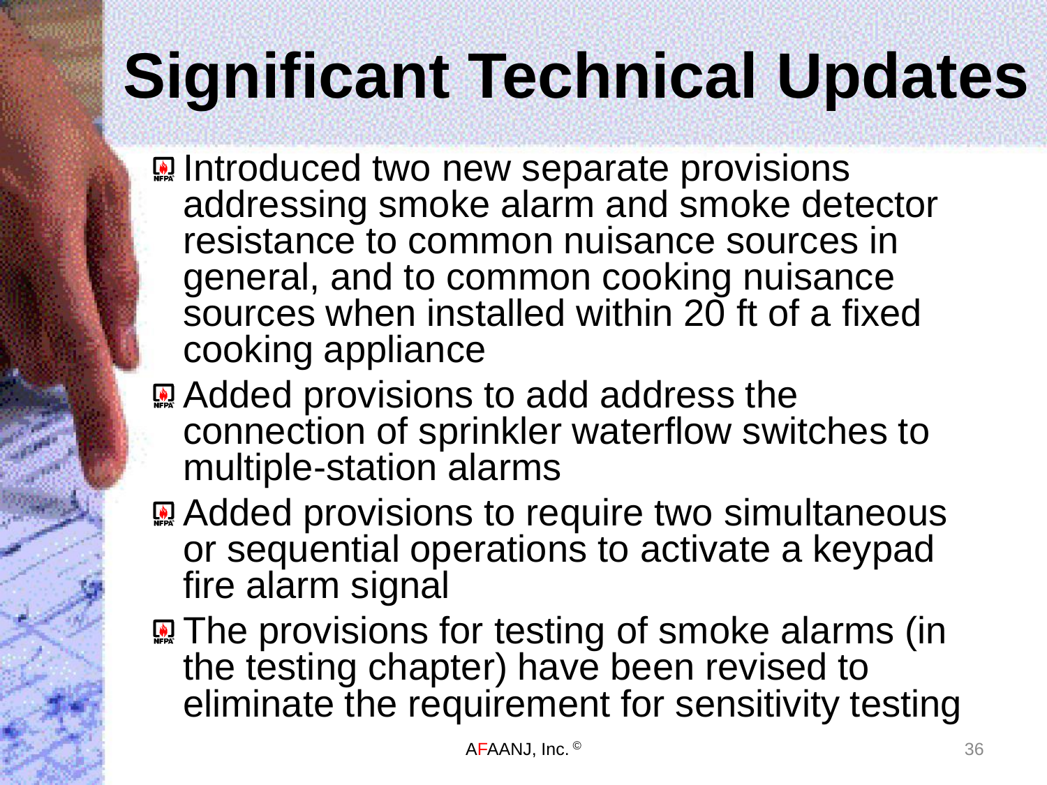# Significant Technical Updates

- Introduced two new separate provisions addressing smoke alarm and smoke detector resistance to common nuisance sources in general, and to common cooking nuisance sources when installed within 20 ft of a fixed cooking appliance
- Added provisions to add address the connection of sprinkler waterflow switches to multiple-station alarms
- Added provisions to require two simultaneous or sequential operations to activate a keypad fire alarm signal
- The provisions for testing of smoke alarms (in the testing chapter) have been revised to eliminate the requirement for sensitivity testing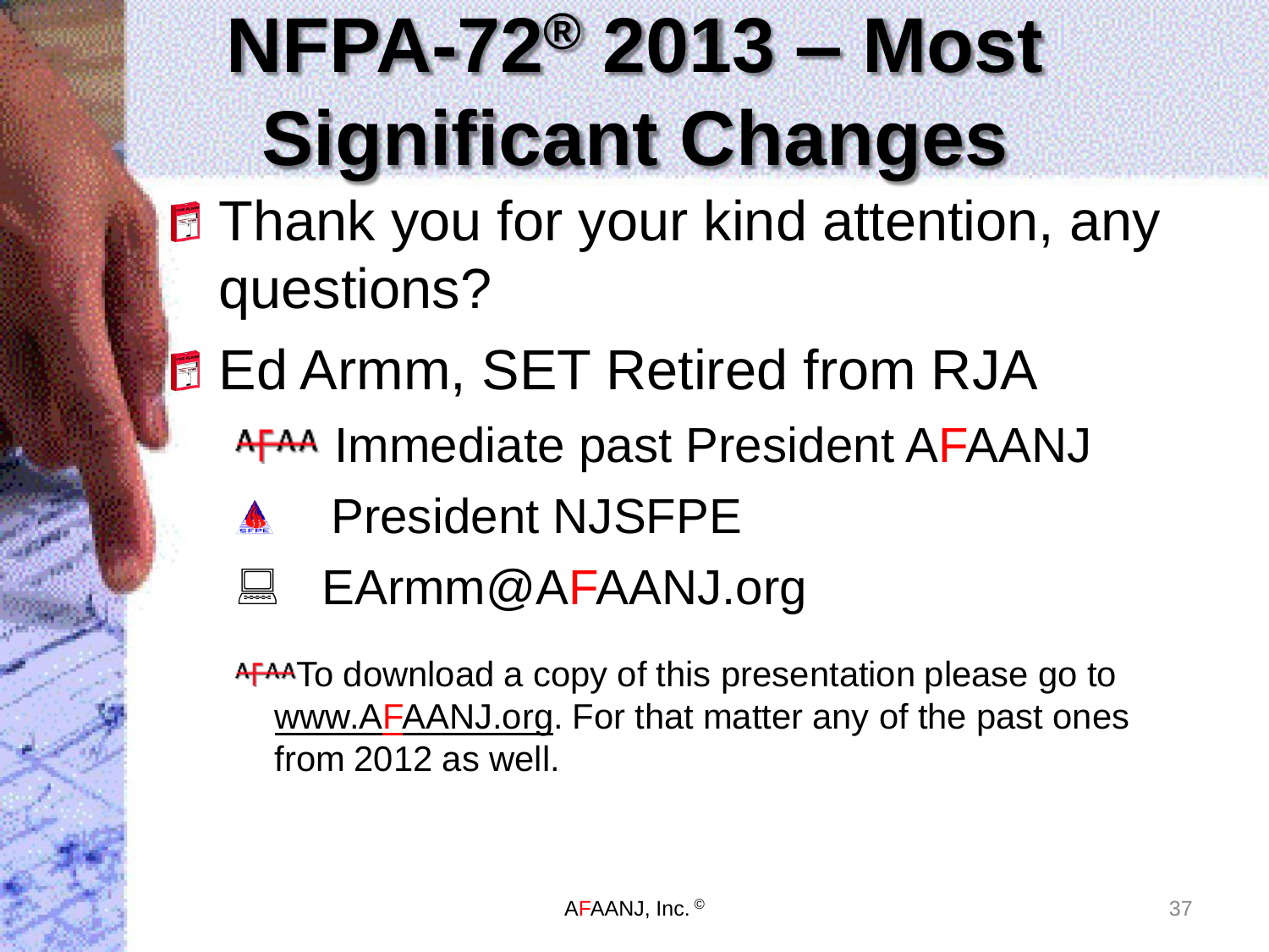# NFPA-72® 2013 – Most Significant Changes

- Thank you for your kind attention, any questions?
- Ed Armm, SET Retired from RJA
  - Immediate past President AFAANJ
  - President NJSFPE
  - EArmm@AFAANJ.org

To download a copy of this presentation please go to www.AFAANJ.org. For that matter any of the past ones from 2012 as well.

AFAANJ, Inc. ©